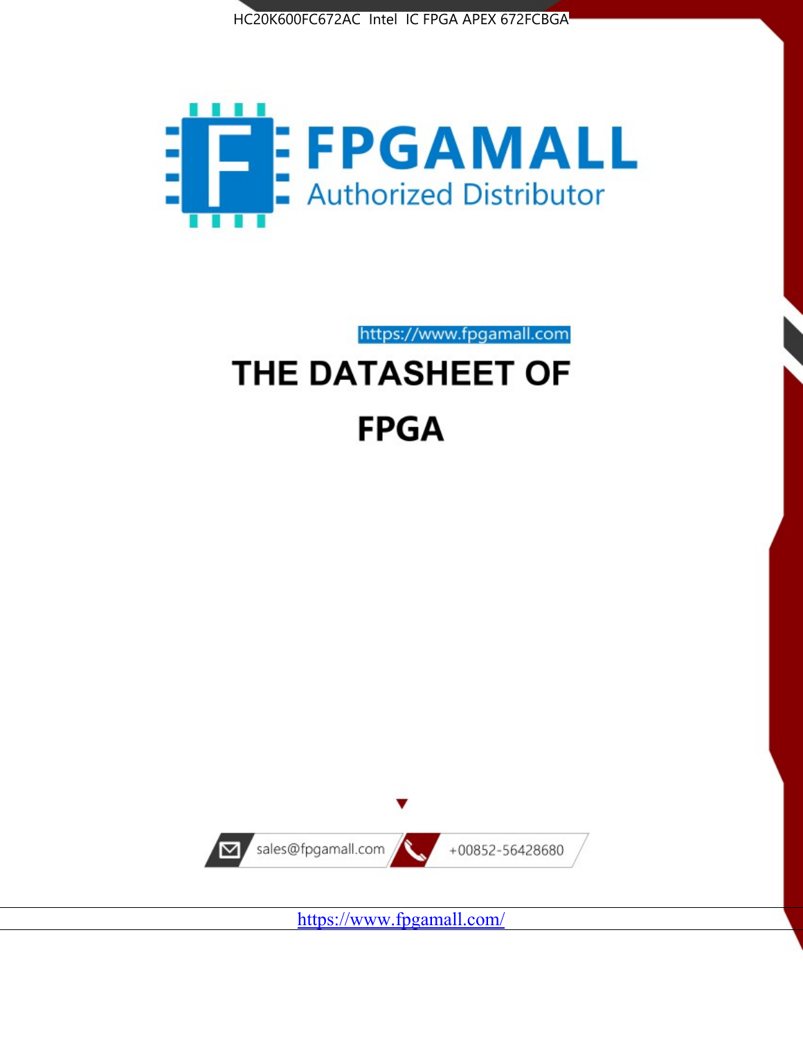HC20K600FC672AC Intel IC FPGA APEX 672FCBGA

FPGAMALL

Authorized Distributor

https://www.fpgamall.com

# THE DATASHEET OF

# FPGA

sales@fpgamall.com

+00852-56428680

https://www.fpgamall.com/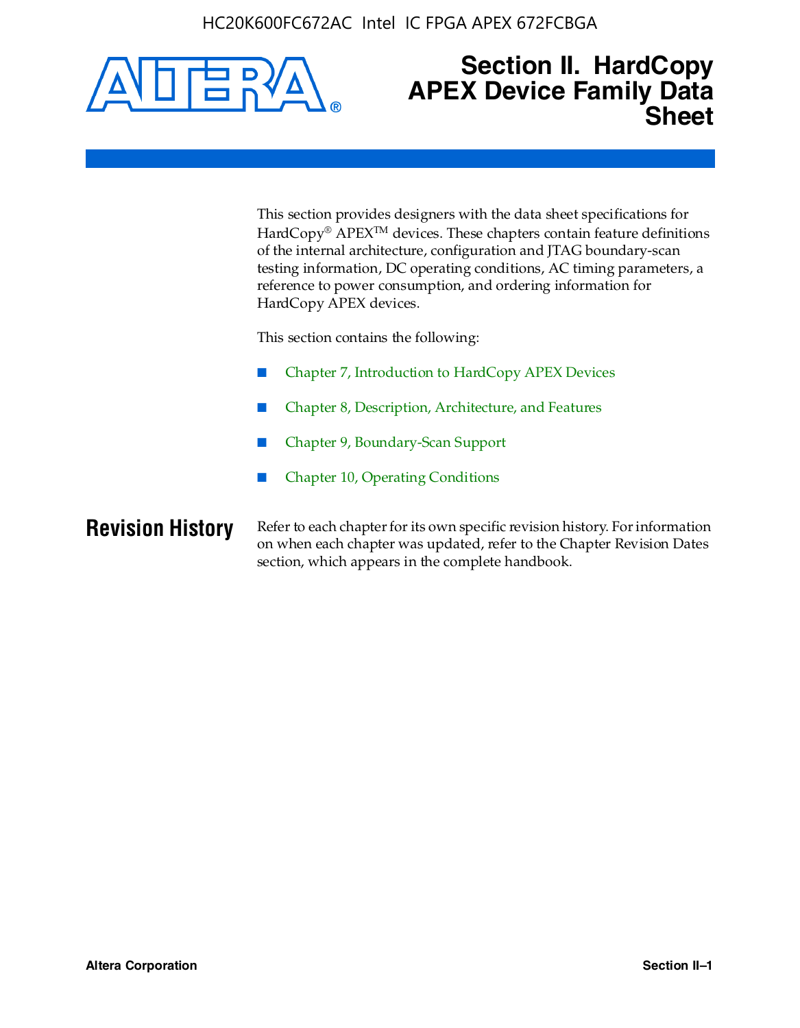# Section II. HardCopy APEX Device Family Data Sheet

This section provides designers with the data sheet specifications for HardCopy® APEX™ devices. These chapters contain feature definitions of the internal architecture, configuration and JTAG boundary-scan testing information, DC operating conditions, AC timing parameters, a reference to power consumption, and ordering information for HardCopy APEX devices.

This section contains the following:

- Chapter 7, Introduction to HardCopy APEX Devices
- Chapter 8, Description, Architecture, and Features
- Chapter 9, Boundary-Scan Support
- Chapter 10, Operating Conditions

## Revision History

Refer to each chapter for its own specific revision history. For information on when each chapter was updated, refer to the Chapter Revision Dates section, which appears in the complete handbook.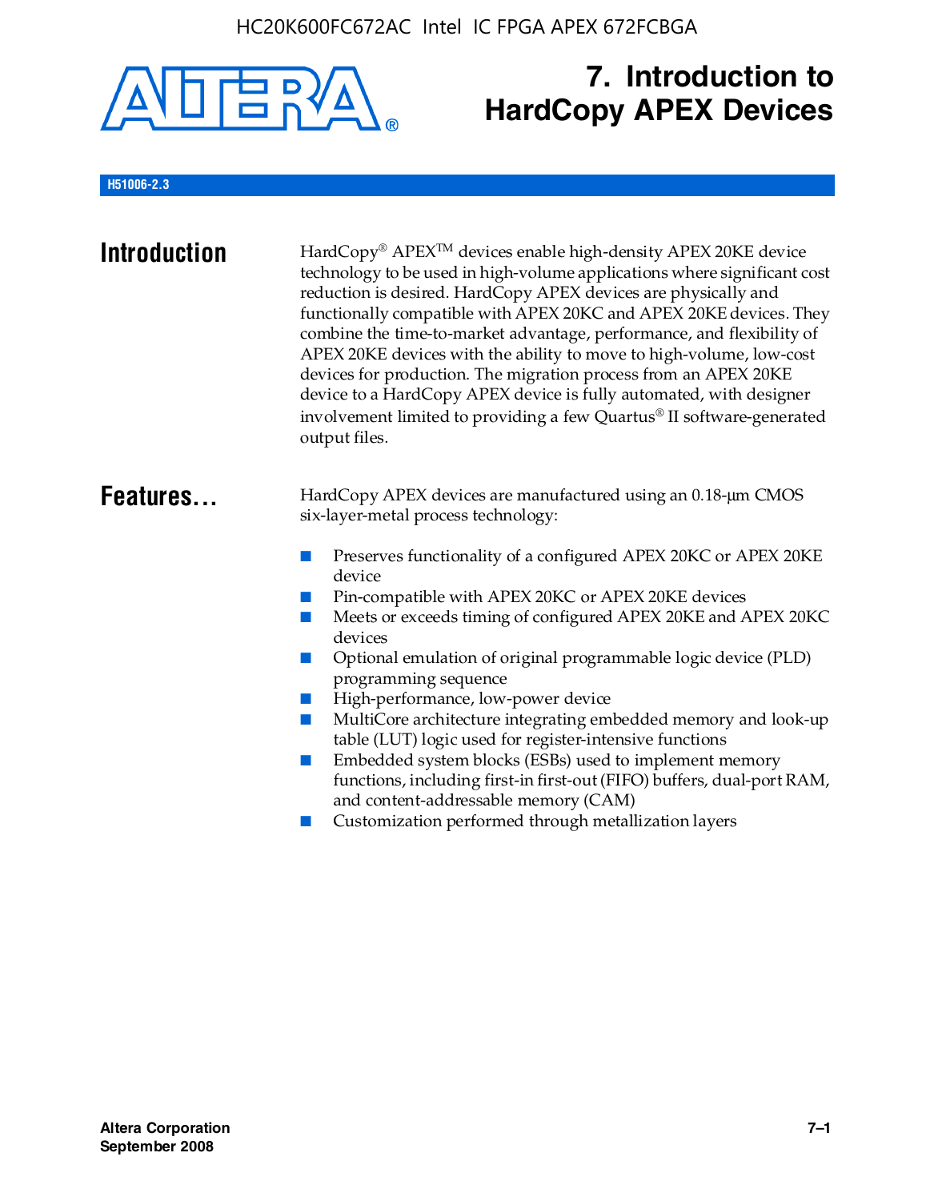# 7. Introduction to HardCopy APEX Devices

H51006-2.3

## Introduction

HardCopy® APEX™ devices enable high-density APEX 20KE device technology to be used in high-volume applications where significant cost reduction is desired. HardCopy APEX devices are physically and functionally compatible with APEX 20KC and APEX 20KE devices. They combine the time-to-market advantage, performance, and flexibility of APEX 20KE devices with the ability to move to high-volume, low-cost devices for production. The migration process from an APEX 20KE device to a HardCopy APEX device is fully automated, with designer involvement limited to providing a few Quartus® II software-generated output files.

## Features...

HardCopy APEX devices are manufactured using an 0.18-μm CMOS six-layer-metal process technology:

- Preserves functionality of a configured APEX 20KC or APEX 20KE device
- Pin-compatible with APEX 20KC or APEX 20KE devices
- Meets or exceeds timing of configured APEX 20KE and APEX 20KC devices
- Optional emulation of original programmable logic device (PLD) programming sequence
- High-performance, low-power device
- MultiCore architecture integrating embedded memory and look-up table (LUT) logic used for register-intensive functions
- Embedded system blocks (ESBs) used to implement memory functions, including first-in first-out (FIFO) buffers, dual-port RAM, and content-addressable memory (CAM)
- Customization performed through metallization layers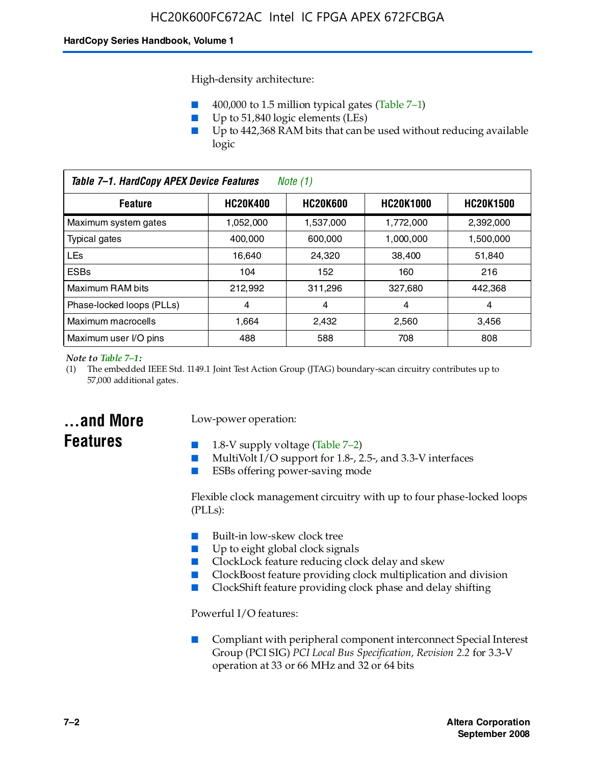High-density architecture:

- 400,000 to 1.5 million typical gates (Table 7–1)
- Up to 51,840 logic elements (LEs)
- Up to 442,368 RAM bits that can be used without reducing available logic

**Table 7–1. HardCopy APEX Device Features** *Note (1)*

| Feature | HC20K400 | HC20K600 | HC20K1000 | HC20K1500 |
|---|---|---|---|---|
| Maximum system gates | 1,052,000 | 1,537,000 | 1,772,000 | 2,392,000 |
| Typical gates | 400,000 | 600,000 | 1,000,000 | 1,500,000 |
| LEs | 16,640 | 24,320 | 38,400 | 51,840 |
| ESBs | 104 | 152 | 160 | 216 |
| Maximum RAM bits | 212,992 | 311,296 | 327,680 | 442,368 |
| Phase-locked loops (PLLs) | 4 | 4 | 4 | 4 |
| Maximum macrocells | 1,664 | 2,432 | 2,560 | 3,456 |
| Maximum user I/O pins | 488 | 588 | 708 | 808 |

*Note to Table 7–1:*

(1) The embedded IEEE Std. 1149.1 Joint Test Action Group (JTAG) boundary-scan circuitry contributes up to 57,000 additional gates.

## ...and More Features

Low-power operation:

- 1.8-V supply voltage (Table 7–2)
- MultiVolt I/O support for 1.8-, 2.5-, and 3.3-V interfaces
- ESBs offering power-saving mode

Flexible clock management circuitry with up to four phase-locked loops (PLLs):

- Built-in low-skew clock tree
- Up to eight global clock signals
- ClockLock feature reducing clock delay and skew
- ClockBoost feature providing clock multiplication and division
- ClockShift feature providing clock phase and delay shifting

Powerful I/O features:

- Compliant with peripheral component interconnect Special Interest Group (PCI SIG) *PCI Local Bus Specification, Revision 2.2* for 3.3-V operation at 33 or 66 MHz and 32 or 64 bits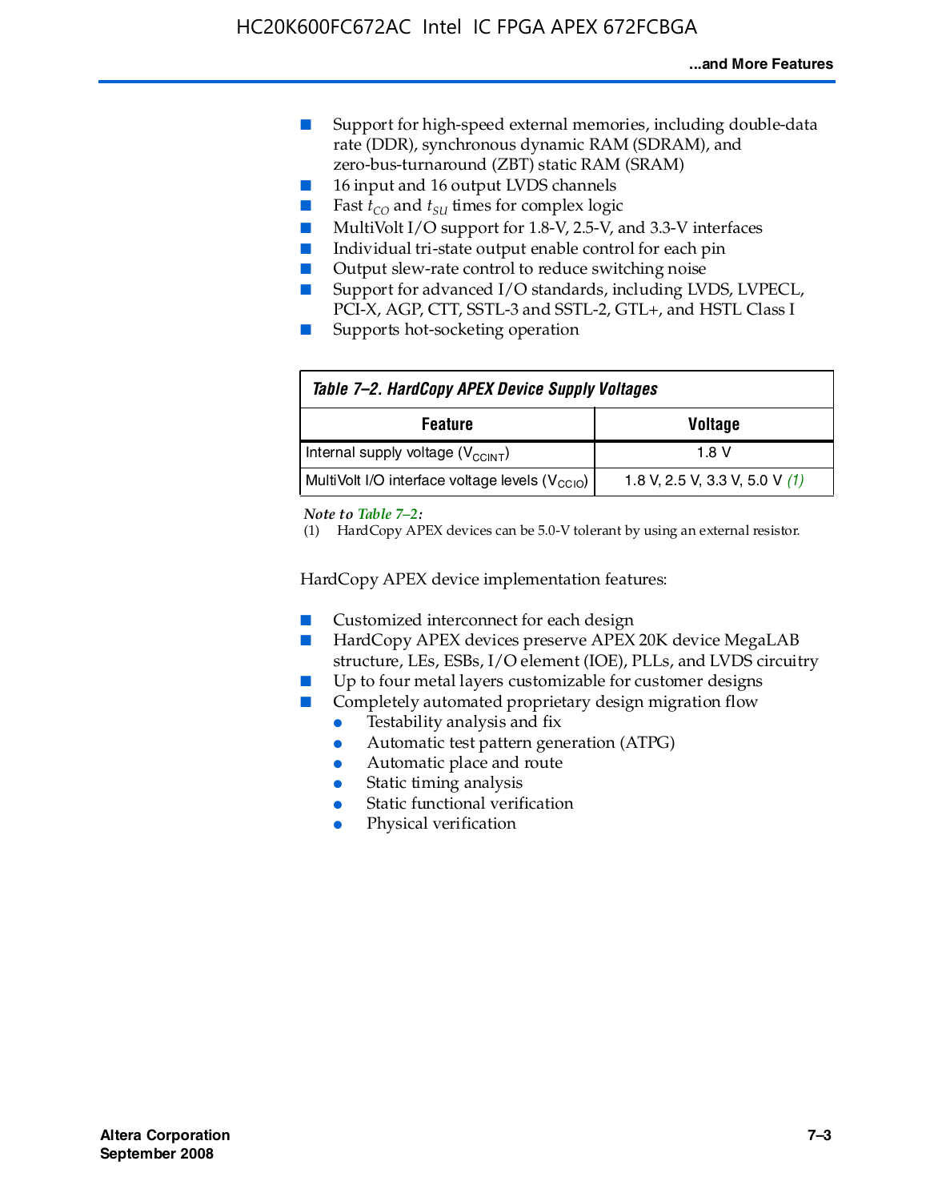- Support for high-speed external memories, including double-data rate (DDR), synchronous dynamic RAM (SDRAM), and zero-bus-turnaround (ZBT) static RAM (SRAM)
- 16 input and 16 output LVDS channels
- Fast $t_{CO}$ and $t_{SU}$ times for complex logic
- MultiVolt I/O support for 1.8-V, 2.5-V, and 3.3-V interfaces
- Individual tri-state output enable control for each pin
- Output slew-rate control to reduce switching noise
- Support for advanced I/O standards, including LVDS, LVPECL, PCI-X, AGP, CTT, SSTL-3 and SSTL-2, GTL+, and HSTL Class I
- Supports hot-socketing operation

*Table 7–2. HardCopy APEX Device Supply Voltages*

| Feature | Voltage |
|---|---|
| Internal supply voltage ($V_{CCINT}$) | 1.8 V |
| MultiVolt I/O interface voltage levels ($V_{CCIO}$) | 1.8 V, 2.5 V, 3.3 V, 5.0 V *(1)* |

*Note to Table 7–2:*
(1) HardCopy APEX devices can be 5.0-V tolerant by using an external resistor.

HardCopy APEX device implementation features:

- Customized interconnect for each design
- HardCopy APEX devices preserve APEX 20K device MegaLAB structure, LEs, ESBs, I/O element (IOE), PLLs, and LVDS circuitry
- Up to four metal layers customizable for customer designs
- Completely automated proprietary design migration flow
  - Testability analysis and fix
  - Automatic test pattern generation (ATPG)
  - Automatic place and route
  - Static timing analysis
  - Static functional verification
  - Physical verification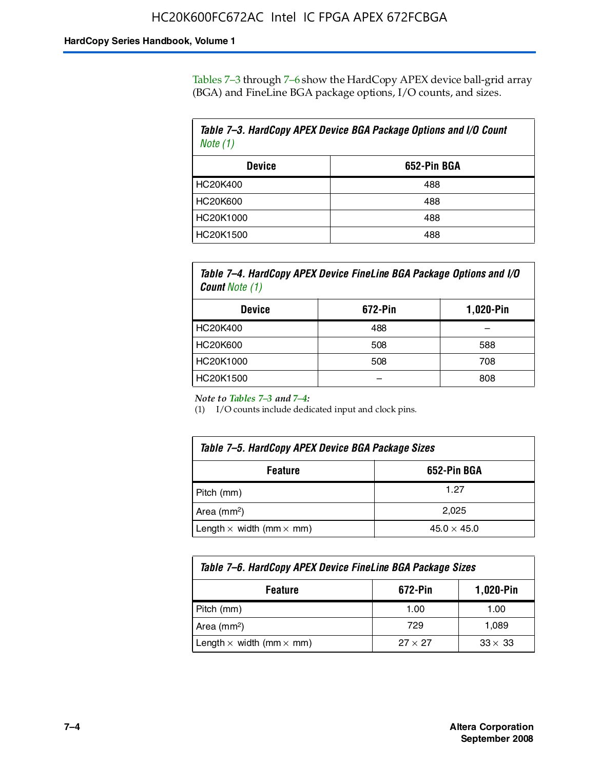Tables 7–3 through 7–6 show the HardCopy APEX device ball-grid array (BGA) and FineLine BGA package options, I/O counts, and sizes.

**Table 7–3. HardCopy APEX Device BGA Package Options and I/O Count** *Note (1)*

| Device | 652-Pin BGA |
|---|---|
| HC20K400 | 488 |
| HC20K600 | 488 |
| HC20K1000 | 488 |
| HC20K1500 | 488 |

**Table 7–4. HardCopy APEX Device FineLine BGA Package Options and I/O Count** *Note (1)*

| Device | 672-Pin | 1,020-Pin |
|---|---|---|
| HC20K400 | 488 | – |
| HC20K600 | 508 | 588 |
| HC20K1000 | 508 | 708 |
| HC20K1500 | – | 808 |

*Note to Tables 7–3 and 7–4:*

(1) I/O counts include dedicated input and clock pins.

**Table 7–5. HardCopy APEX Device BGA Package Sizes**

| Feature | 652-Pin BGA |
|---|---|
| Pitch (mm) | 1.27 |
| Area ($mm^2$) | 2,025 |
| Length × width (mm × mm) | 45.0 × 45.0 |

**Table 7–6. HardCopy APEX Device FineLine BGA Package Sizes**

| Feature | 672-Pin | 1,020-Pin |
|---|---|---|
| Pitch (mm) | 1.00 | 1.00 |
| Area ($mm^2$) | 729 | 1,089 |
| Length × width (mm × mm) | 27 × 27 | 33 × 33 |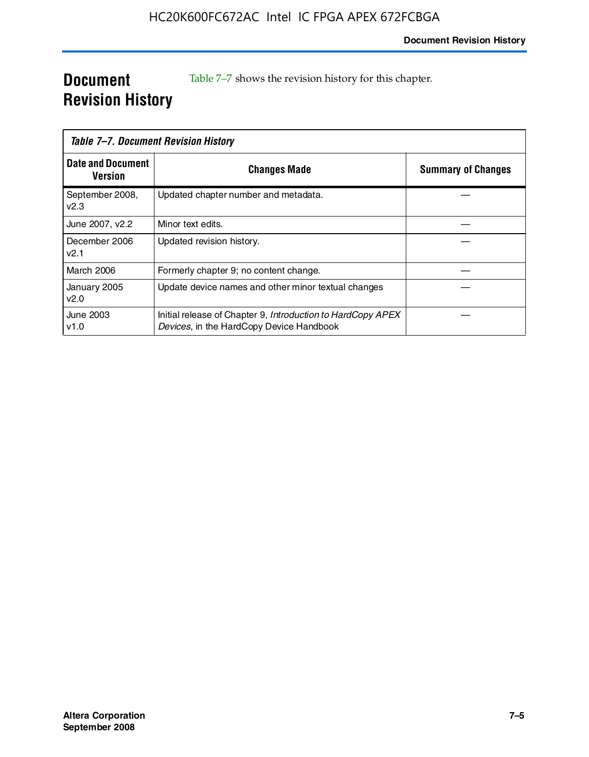# Document Revision History

Table 7–7 shows the revision history for this chapter.

*Table 7–7. Document Revision History*

| Date and Document Version | Changes Made | Summary of Changes |
|---|---|---|
| September 2008, v2.3 | Updated chapter number and metadata. | — |
| June 2007, v2.2 | Minor text edits. | — |
| December 2006 v2.1 | Updated revision history. | — |
| March 2006 | Formerly chapter 9; no content change. | — |
| January 2005 v2.0 | Update device names and other minor textual changes | — |
| June 2003 v1.0 | Initial release of Chapter 9, *Introduction to HardCopy APEX Devices*, in the HardCopy Device Handbook | — |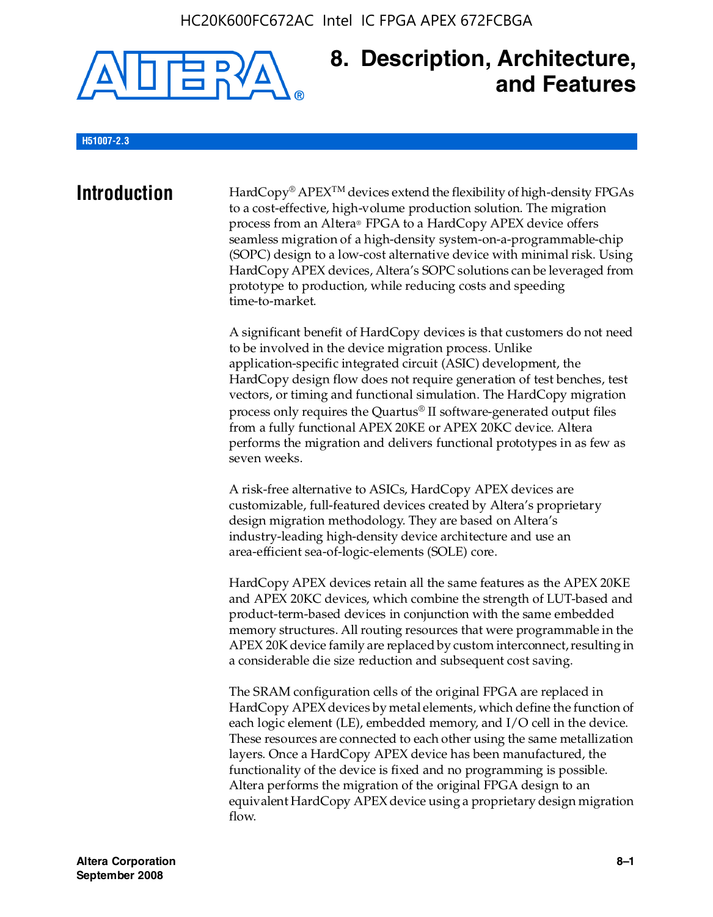# 8. Description, Architecture, and Features

H51007-2.3

## Introduction

HardCopy® APEX™ devices extend the flexibility of high-density FPGAs to a cost-effective, high-volume production solution. The migration process from an Altera® FPGA to a HardCopy APEX device offers seamless migration of a high-density system-on-a-programmable-chip (SOPC) design to a low-cost alternative device with minimal risk. Using HardCopy APEX devices, Altera's SOPC solutions can be leveraged from prototype to production, while reducing costs and speeding time-to-market.

A significant benefit of HardCopy devices is that customers do not need to be involved in the device migration process. Unlike application-specific integrated circuit (ASIC) development, the HardCopy design flow does not require generation of test benches, test vectors, or timing and functional simulation. The HardCopy migration process only requires the Quartus® II software-generated output files from a fully functional APEX 20KE or APEX 20KC device. Altera performs the migration and delivers functional prototypes in as few as seven weeks.

A risk-free alternative to ASICs, HardCopy APEX devices are customizable, full-featured devices created by Altera's proprietary design migration methodology. They are based on Altera's industry-leading high-density device architecture and use an area-efficient sea-of-logic-elements (SOLE) core.

HardCopy APEX devices retain all the same features as the APEX 20KE and APEX 20KC devices, which combine the strength of LUT-based and product-term-based devices in conjunction with the same embedded memory structures. All routing resources that were programmable in the APEX 20K device family are replaced by custom interconnect, resulting in a considerable die size reduction and subsequent cost saving.

The SRAM configuration cells of the original FPGA are replaced in HardCopy APEX devices by metal elements, which define the function of each logic element (LE), embedded memory, and I/O cell in the device. These resources are connected to each other using the same metallization layers. Once a HardCopy APEX device has been manufactured, the functionality of the device is fixed and no programming is possible. Altera performs the migration of the original FPGA design to an equivalent HardCopy APEX device using a proprietary design migration flow.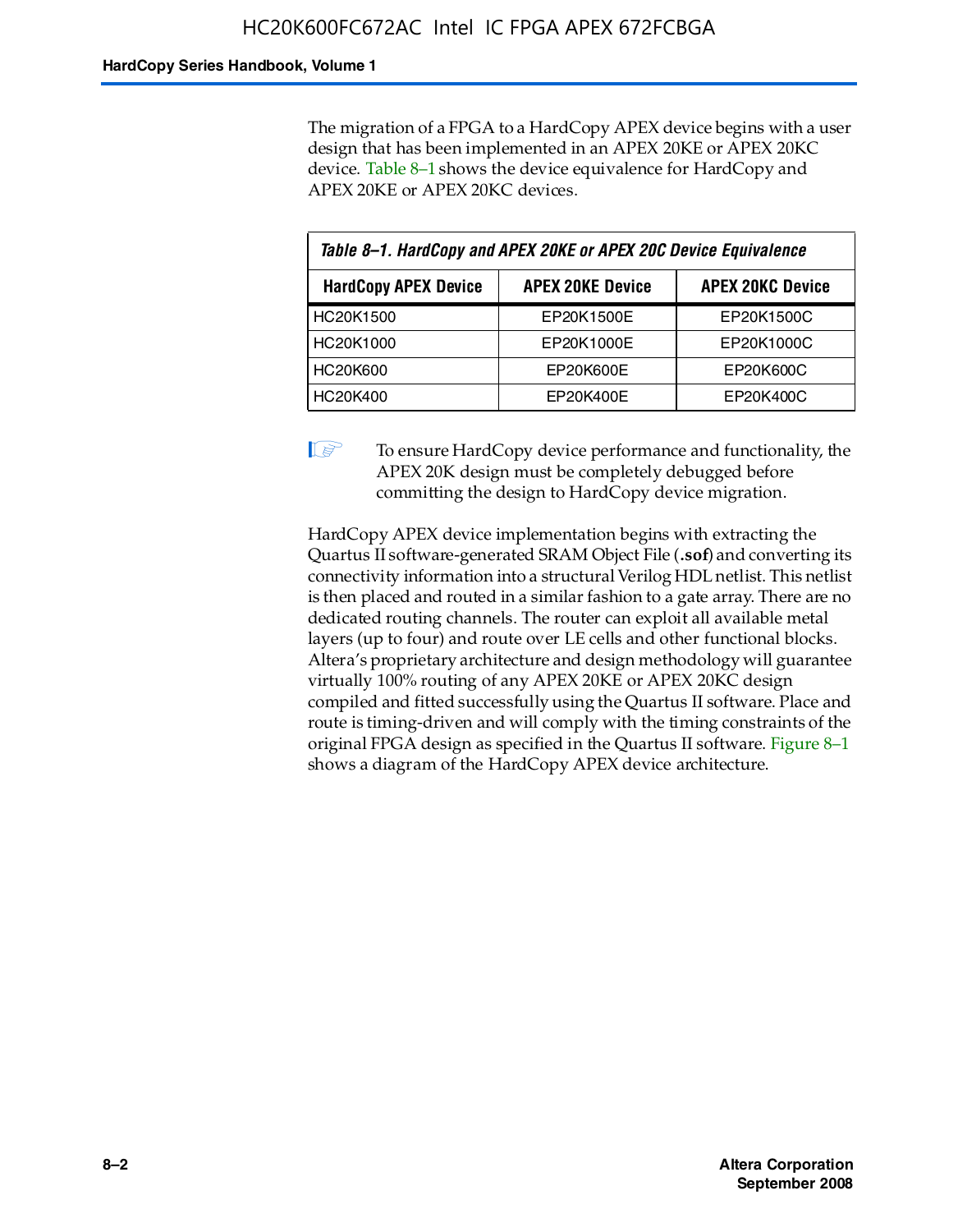The migration of a FPGA to a HardCopy APEX device begins with a user design that has been implemented in an APEX 20KE or APEX 20KC device. Table 8–1 shows the device equivalence for HardCopy and APEX 20KE or APEX 20KC devices.

**Table 8–1. HardCopy and APEX 20KE or APEX 20C Device Equivalence**

| HardCopy APEX Device | APEX 20KE Device | APEX 20KC Device |
|---|---|---|
| HC20K1500 | EP20K1500E | EP20K1500C |
| HC20K1000 | EP20K1000E | EP20K1000C |
| HC20K600 | EP20K600E | EP20K600C |
| HC20K400 | EP20K400E | EP20K400C |

> To ensure HardCopy device performance and functionality, the APEX 20K design must be completely debugged before committing the design to HardCopy device migration.

HardCopy APEX device implementation begins with extracting the Quartus II software-generated SRAM Object File (**.sof**) and converting its connectivity information into a structural Verilog HDL netlist. This netlist is then placed and routed in a similar fashion to a gate array. There are no dedicated routing channels. The router can exploit all available metal layers (up to four) and route over LE cells and other functional blocks. Altera's proprietary architecture and design methodology will guarantee virtually 100% routing of any APEX 20KE or APEX 20KC design compiled and fitted successfully using the Quartus II software. Place and route is timing-driven and will comply with the timing constraints of the original FPGA design as specified in the Quartus II software. Figure 8–1 shows a diagram of the HardCopy APEX device architecture.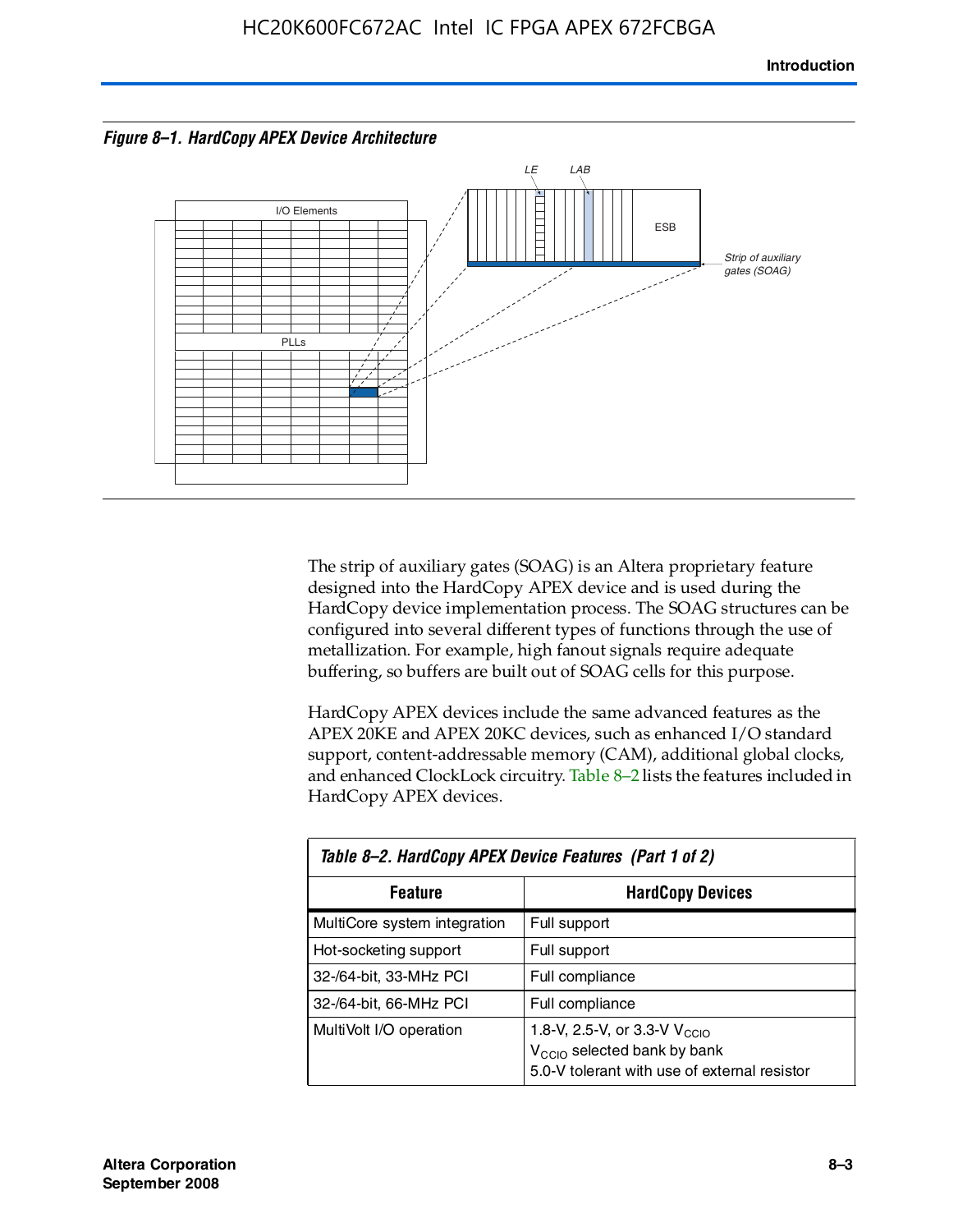*Figure 8–1. HardCopy APEX Device Architecture*

The strip of auxiliary gates (SOAG) is an Altera proprietary feature designed into the HardCopy APEX device and is used during the HardCopy device implementation process. The SOAG structures can be configured into several different types of functions through the use of metallization. For example, high fanout signals require adequate buffering, so buffers are built out of SOAG cells for this purpose.

HardCopy APEX devices include the same advanced features as the APEX 20KE and APEX 20KC devices, such as enhanced I/O standard support, content-addressable memory (CAM), additional global clocks, and enhanced ClockLock circuitry. Table 8–2 lists the features included in HardCopy APEX devices.

*Table 8–2. HardCopy APEX Device Features (Part 1 of 2)*

| Feature | HardCopy Devices |
|---|---|
| MultiCore system integration | Full support |
| Hot-socketing support | Full support |
| 32-/64-bit, 33-MHz PCI | Full compliance |
| 32-/64-bit, 66-MHz PCI | Full compliance |
| MultiVolt I/O operation | 1.8-V, 2.5-V, or 3.3-V $V_{CCIO}$<br>$V_{CCIO}$ selected bank by bank<br>5.0-V tolerant with use of external resistor |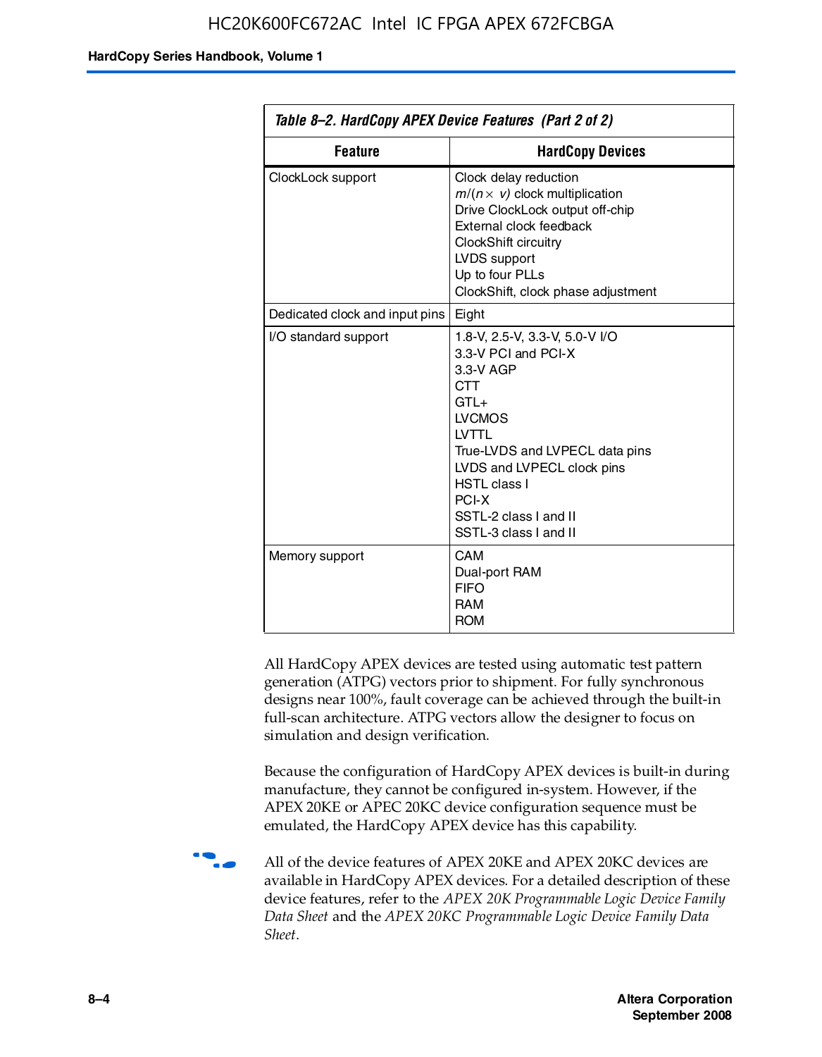**Table 8–2. HardCopy APEX Device Features (Part 2 of 2)**

| Feature | HardCopy Devices |
|---|---|
| ClockLock support | Clock delay reduction<br>$m/(n \times v)$ clock multiplication<br>Drive ClockLock output off-chip<br>External clock feedback<br>ClockShift circuitry<br>LVDS support<br>Up to four PLLs<br>ClockShift, clock phase adjustment |
| Dedicated clock and input pins | Eight |
| I/O standard support | 1.8-V, 2.5-V, 3.3-V, 5.0-V I/O<br>3.3-V PCI and PCI-X<br>3.3-V AGP<br>CTT<br>GTL+<br>LVCMOS<br>LVTTL<br>True-LVDS and LVPECL data pins<br>LVDS and LVPECL clock pins<br>HSTL class I<br>PCI-X<br>SSTL-2 class I and II<br>SSTL-3 class I and II |
| Memory support | CAM<br>Dual-port RAM<br>FIFO<br>RAM<br>ROM |

All HardCopy APEX devices are tested using automatic test pattern generation (ATPG) vectors prior to shipment. For fully synchronous designs near 100%, fault coverage can be achieved through the built-in full-scan architecture. ATPG vectors allow the designer to focus on simulation and design verification.

Because the configuration of HardCopy APEX devices is built-in during manufacture, they cannot be configured in-system. However, if the APEX 20KE or APEC 20KC device configuration sequence must be emulated, the HardCopy APEX device has this capability.

All of the device features of APEX 20KE and APEX 20KC devices are available in HardCopy APEX devices. For a detailed description of these device features, refer to the *APEX 20K Programmable Logic Device Family Data Sheet* and the *APEX 20KC Programmable Logic Device Family Data Sheet*.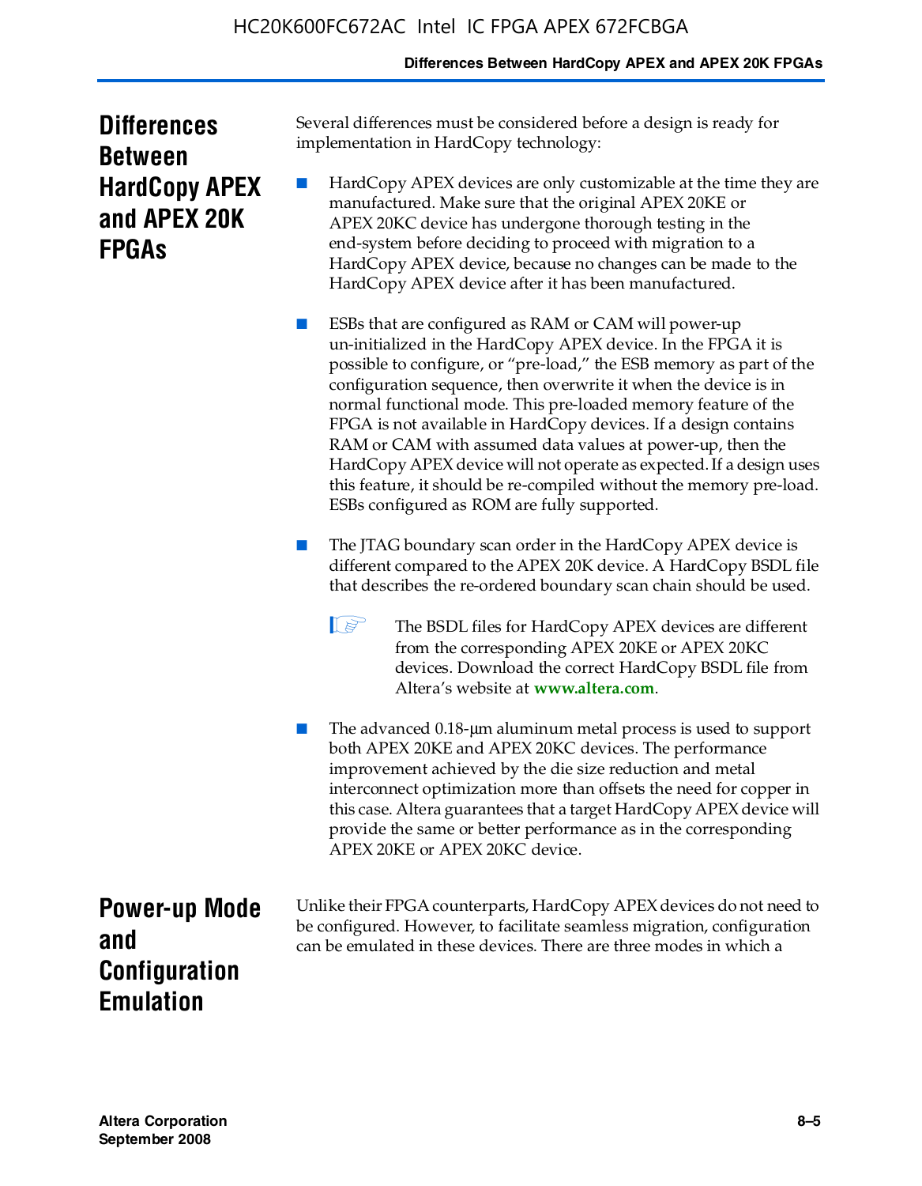## Differences Between HardCopy APEX and APEX 20K FPGAs

Several differences must be considered before a design is ready for implementation in HardCopy technology:

- HardCopy APEX devices are only customizable at the time they are manufactured. Make sure that the original APEX 20KE or APEX 20KC device has undergone thorough testing in the end-system before deciding to proceed with migration to a HardCopy APEX device, because no changes can be made to the HardCopy APEX device after it has been manufactured.

- ESBs that are configured as RAM or CAM will power-up un-initialized in the HardCopy APEX device. In the FPGA it is possible to configure, or "pre-load," the ESB memory as part of the configuration sequence, then overwrite it when the device is in normal functional mode. This pre-loaded memory feature of the FPGA is not available in HardCopy devices. If a design contains RAM or CAM with assumed data values at power-up, then the HardCopy APEX device will not operate as expected. If a design uses this feature, it should be re-compiled without the memory pre-load. ESBs configured as ROM are fully supported.

- The JTAG boundary scan order in the HardCopy APEX device is different compared to the APEX 20K device. A HardCopy BSDL file that describes the re-ordered boundary scan chain should be used.

  > The BSDL files for HardCopy APEX devices are different from the corresponding APEX 20KE or APEX 20KC devices. Download the correct HardCopy BSDL file from Altera's website at **www.altera.com**.

- The advanced 0.18-μm aluminum metal process is used to support both APEX 20KE and APEX 20KC devices. The performance improvement achieved by the die size reduction and metal interconnect optimization more than offsets the need for copper in this case. Altera guarantees that a target HardCopy APEX device will provide the same or better performance as in the corresponding APEX 20KE or APEX 20KC device.

## Power-up Mode and Configuration Emulation

Unlike their FPGA counterparts, HardCopy APEX devices do not need to be configured. However, to facilitate seamless migration, configuration can be emulated in these devices. There are three modes in which a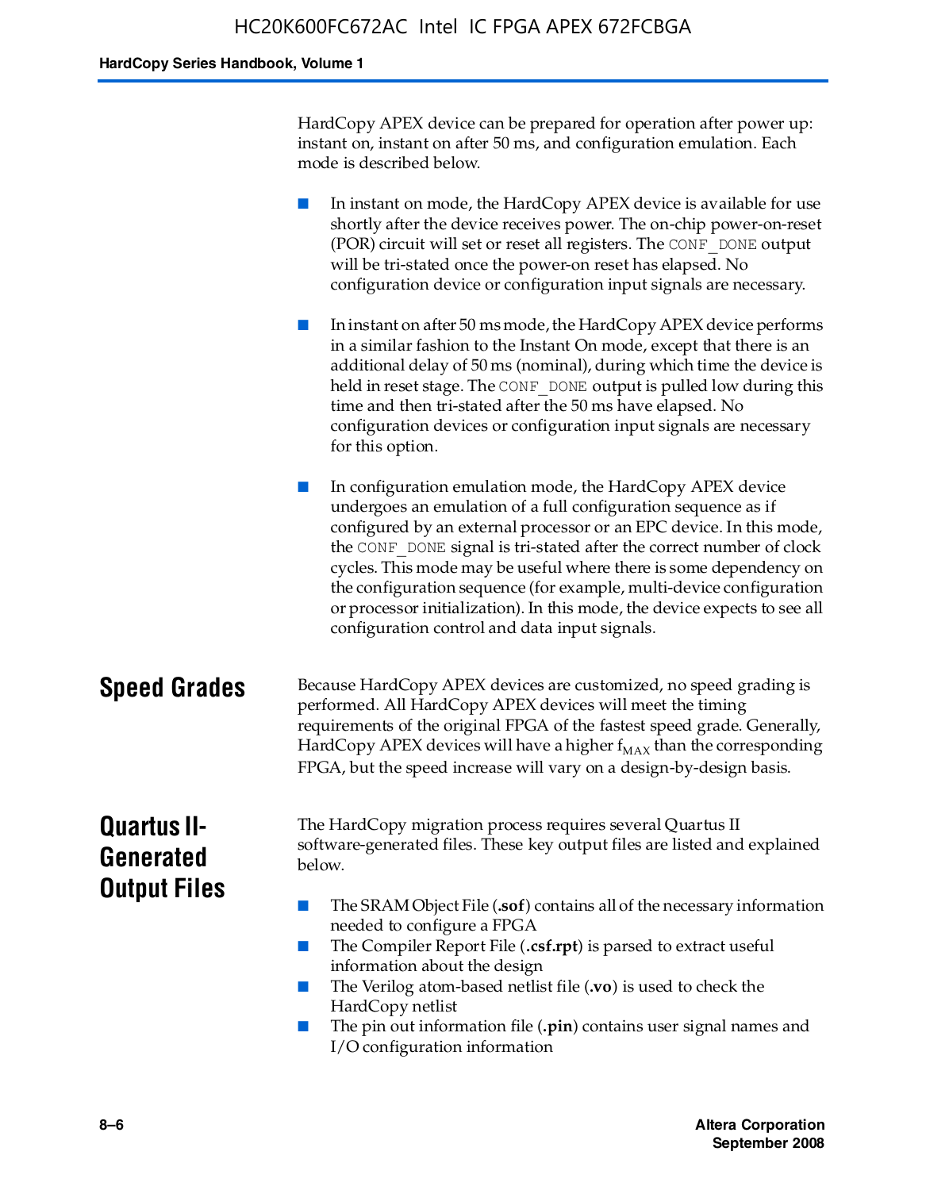HardCopy APEX device can be prepared for operation after power up: instant on, instant on after 50 ms, and configuration emulation. Each mode is described below.

- In instant on mode, the HardCopy APEX device is available for use shortly after the device receives power. The on-chip power-on-reset (POR) circuit will set or reset all registers. The `CONF_DONE` output will be tri-stated once the power-on reset has elapsed. No configuration device or configuration input signals are necessary.

- In instant on after 50 ms mode, the HardCopy APEX device performs in a similar fashion to the Instant On mode, except that there is an additional delay of 50 ms (nominal), during which time the device is held in reset stage. The `CONF_DONE` output is pulled low during this time and then tri-stated after the 50 ms have elapsed. No configuration devices or configuration input signals are necessary for this option.

- In configuration emulation mode, the HardCopy APEX device undergoes an emulation of a full configuration sequence as if configured by an external processor or an EPC device. In this mode, the `CONF_DONE` signal is tri-stated after the correct number of clock cycles. This mode may be useful where there is some dependency on the configuration sequence (for example, multi-device configuration or processor initialization). In this mode, the device expects to see all configuration control and data input signals.

## Speed Grades

Because HardCopy APEX devices are customized, no speed grading is performed. All HardCopy APEX devices will meet the timing requirements of the original FPGA of the fastest speed grade. Generally, HardCopy APEX devices will have a higher $f_{MAX}$ than the corresponding FPGA, but the speed increase will vary on a design-by-design basis.

## Quartus II-Generated Output Files

The HardCopy migration process requires several Quartus II software-generated files. These key output files are listed and explained below.

- The SRAM Object File (**.sof**) contains all of the necessary information needed to configure a FPGA
- The Compiler Report File (**.csf.rpt**) is parsed to extract useful information about the design
- The Verilog atom-based netlist file (**.vo**) is used to check the HardCopy netlist
- The pin out information file (**.pin**) contains user signal names and I/O configuration information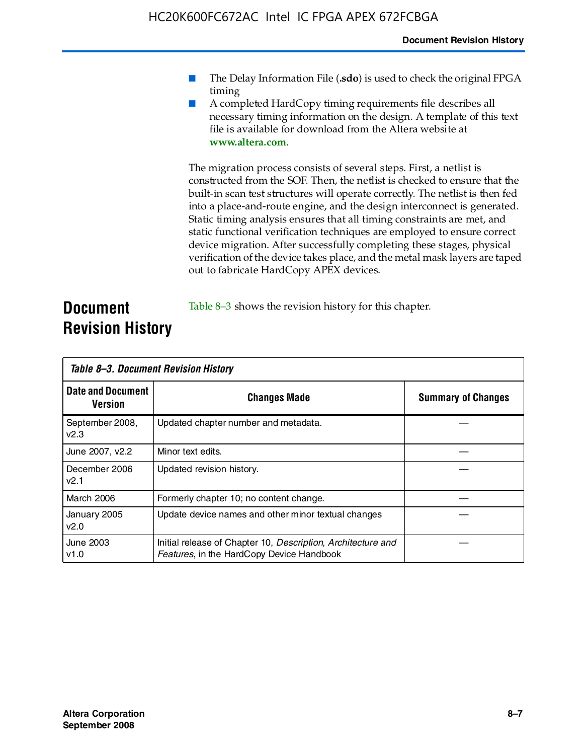- The Delay Information File (**.sdo**) is used to check the original FPGA timing
- A completed HardCopy timing requirements file describes all necessary timing information on the design. A template of this text file is available for download from the Altera website at **www.altera.com**.

The migration process consists of several steps. First, a netlist is constructed from the SOF. Then, the netlist is checked to ensure that the built-in scan test structures will operate correctly. The netlist is then fed into a place-and-route engine, and the design interconnect is generated. Static timing analysis ensures that all timing constraints are met, and static functional verification techniques are employed to ensure correct device migration. After successfully completing these stages, physical verification of the device takes place, and the metal mask layers are taped out to fabricate HardCopy APEX devices.

## Document Revision History

Table 8–3 shows the revision history for this chapter.

*Table 8–3. Document Revision History*

| Date and Document Version | Changes Made | Summary of Changes |
|---|---|---|
| September 2008, v2.3 | Updated chapter number and metadata. | — |
| June 2007, v2.2 | Minor text edits. | — |
| December 2006 v2.1 | Updated revision history. | — |
| March 2006 | Formerly chapter 10; no content change. | — |
| January 2005 v2.0 | Update device names and other minor textual changes | — |
| June 2003 v1.0 | Initial release of Chapter 10, *Description, Architecture and Features*, in the HardCopy Device Handbook | — |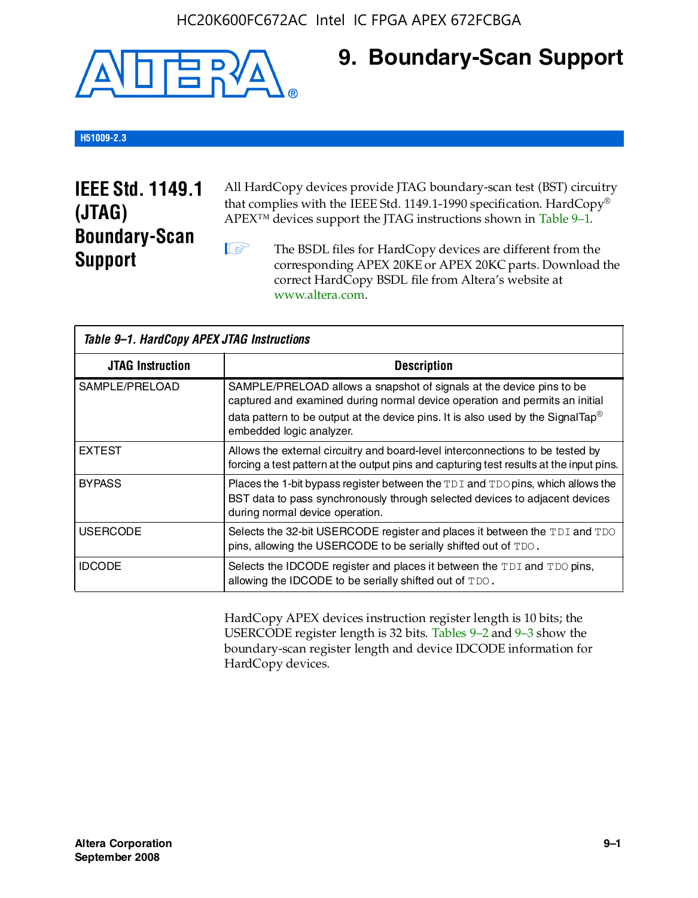# 9. Boundary-Scan Support

H51009-2.3

## IEEE Std. 1149.1 (JTAG) Boundary-Scan Support

All HardCopy devices provide JTAG boundary-scan test (BST) circuitry that complies with the IEEE Std. 1149.1-1990 specification. HardCopy® APEX™ devices support the JTAG instructions shown in Table 9–1.

The BSDL files for HardCopy devices are different from the corresponding APEX 20KE or APEX 20KC parts. Download the correct HardCopy BSDL file from Altera's website at www.altera.com.

*Table 9–1. HardCopy APEX JTAG Instructions*

| JTAG Instruction | Description |
|---|---|
| SAMPLE/PRELOAD | SAMPLE/PRELOAD allows a snapshot of signals at the device pins to be captured and examined during normal device operation and permits an initial data pattern to be output at the device pins. It is also used by the SignalTap® embedded logic analyzer. |
| EXTEST | Allows the external circuitry and board-level interconnections to be tested by forcing a test pattern at the output pins and capturing test results at the input pins. |
| BYPASS | Places the 1-bit bypass register between the `TDI` and `TDO` pins, which allows the BST data to pass synchronously through selected devices to adjacent devices during normal device operation. |
| USERCODE | Selects the 32-bit USERCODE register and places it between the `TDI` and `TDO` pins, allowing the USERCODE to be serially shifted out of `TDO`. |
| IDCODE | Selects the IDCODE register and places it between the `TDI` and `TDO` pins, allowing the IDCODE to be serially shifted out of `TDO`. |

HardCopy APEX devices instruction register length is 10 bits; the USERCODE register length is 32 bits. Tables 9–2 and 9–3 show the boundary-scan register length and device IDCODE information for HardCopy devices.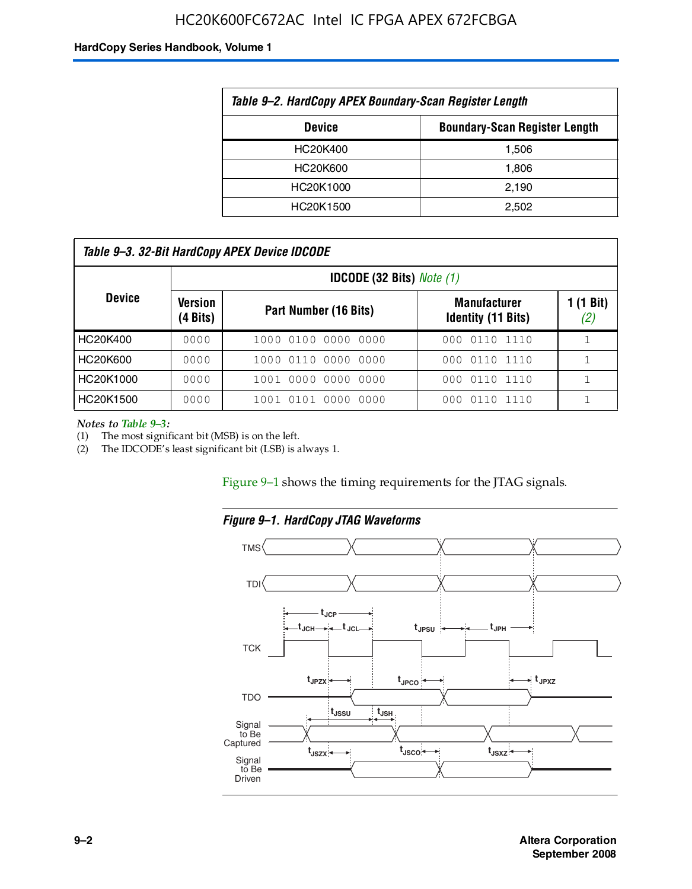Table 9–2. HardCopy APEX Boundary-Scan Register Length

| Device | Boundary-Scan Register Length |
|---|---|
| HC20K400 | 1,506 |
| HC20K600 | 1,806 |
| HC20K1000 | 2,190 |
| HC20K1500 | 2,502 |

Table 9–3. 32-Bit HardCopy APEX Device IDCODE

| Device | IDCODE (32 Bits) Note (1) | | | |
|---|---|---|---|---|
| | Version (4 Bits) | Part Number (16 Bits) | Manufacturer Identity (11 Bits) | 1 (1 Bit) (2) |
| HC20K400 | 0000 | 1000 0100 0000 0000 | 000 0110 1110 | 1 |
| HC20K600 | 0000 | 1000 0110 0000 0000 | 000 0110 1110 | 1 |
| HC20K1000 | 0000 | 1001 0000 0000 0000 | 000 0110 1110 | 1 |
| HC20K1500 | 0000 | 1001 0101 0000 0000 | 000 0110 1110 | 1 |

*Notes to Table 9–3:*
(1) The most significant bit (MSB) is on the left.
(2) The IDCODE's least significant bit (LSB) is always 1.

Figure 9–1 shows the timing requirements for the JTAG signals.

Figure 9–1. HardCopy JTAG Waveforms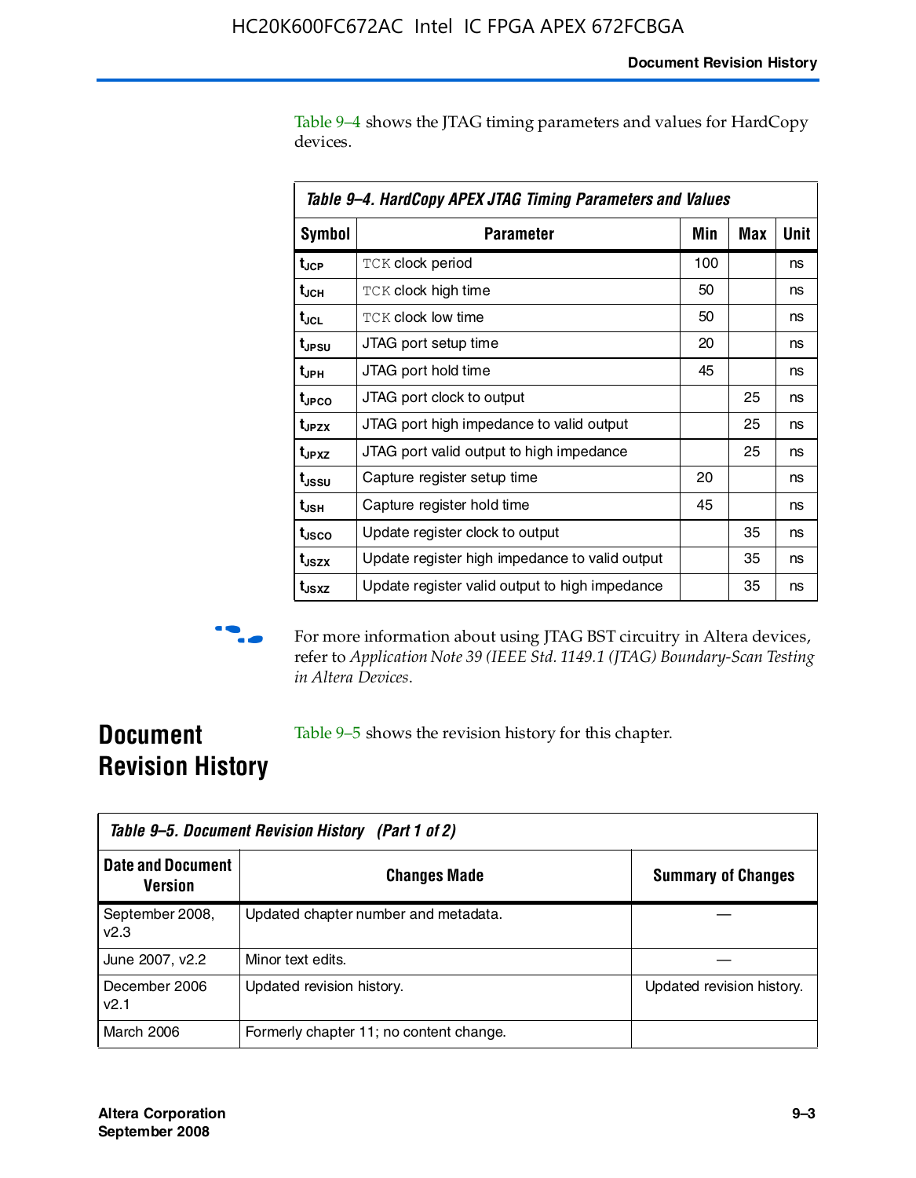Table 9–4 shows the JTAG timing parameters and values for HardCopy devices.

**Table 9–4. HardCopy APEX JTAG Timing Parameters and Values**

| Symbol | Parameter | Min | Max | Unit |
|---|---|---|---|---|
| $t_{JCP}$ | TCK clock period | 100 | | ns |
| $t_{JCH}$ | TCK clock high time | 50 | | ns |
| $t_{JCL}$ | TCK clock low time | 50 | | ns |
| $t_{JPSU}$ | JTAG port setup time | 20 | | ns |
| $t_{JPH}$ | JTAG port hold time | 45 | | ns |
| $t_{JPCO}$ | JTAG port clock to output | | 25 | ns |
| $t_{JPZX}$ | JTAG port high impedance to valid output | | 25 | ns |
| $t_{JPXZ}$ | JTAG port valid output to high impedance | | 25 | ns |
| $t_{JSSU}$ | Capture register setup time | 20 | | ns |
| $t_{JSH}$ | Capture register hold time | 45 | | ns |
| $t_{JSCO}$ | Update register clock to output | | 35 | ns |
| $t_{JSZX}$ | Update register high impedance to valid output | | 35 | ns |
| $t_{JSXZ}$ | Update register valid output to high impedance | | 35 | ns |

For more information about using JTAG BST circuitry in Altera devices, refer to *Application Note 39 (IEEE Std. 1149.1 (JTAG) Boundary-Scan Testing in Altera Devices*.

## Document Revision History

Table 9–5 shows the revision history for this chapter.

**Table 9–5. Document Revision History (Part 1 of 2)**

| Date and Document Version | Changes Made | Summary of Changes |
|---|---|---|
| September 2008, v2.3 | Updated chapter number and metadata. | — |
| June 2007, v2.2 | Minor text edits. | — |
| December 2006 v2.1 | Updated revision history. | Updated revision history. |
| March 2006 | Formerly chapter 11; no content change. | |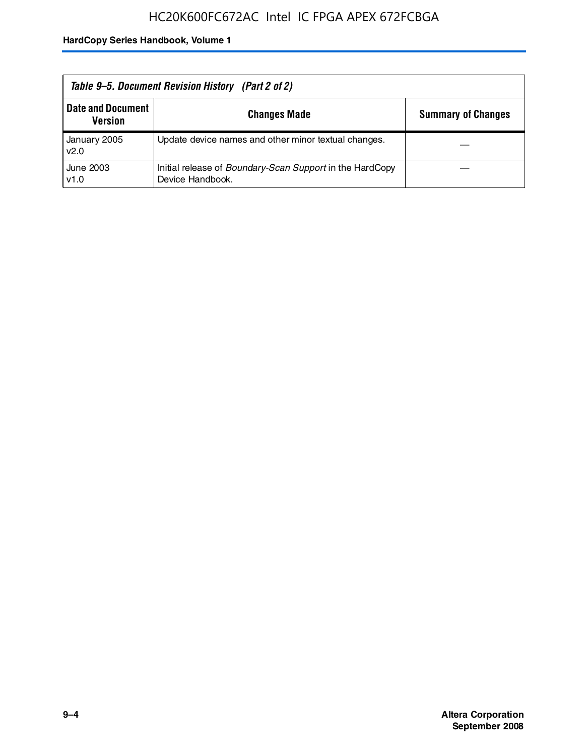*Table 9–5. Document Revision History (Part 2 of 2)*

| Date and Document Version | Changes Made | Summary of Changes |
|---|---|---|
| January 2005 v2.0 | Update device names and other minor textual changes. | — |
| June 2003 v1.0 | Initial release of *Boundary-Scan Support* in the HardCopy Device Handbook. | — |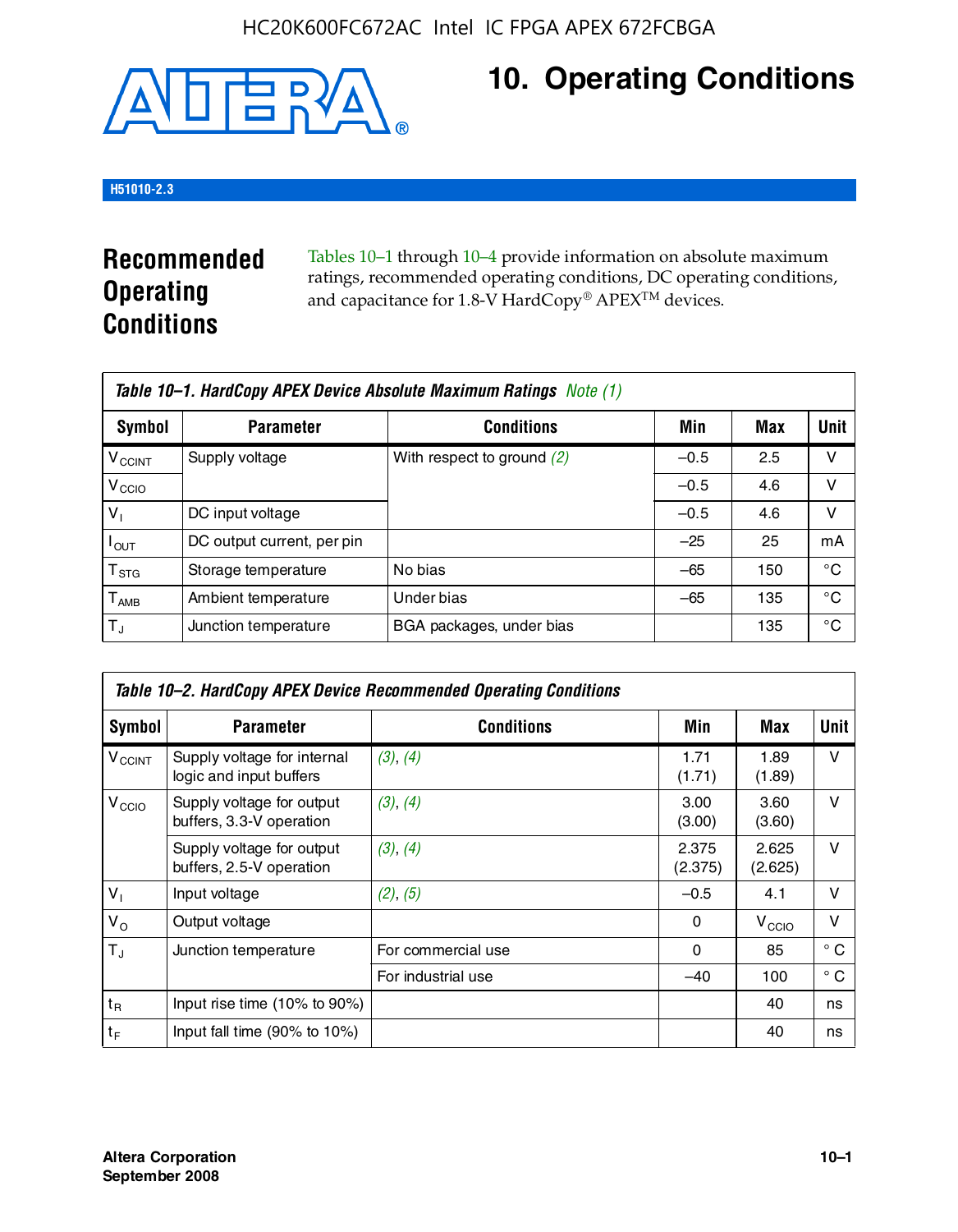# 10. Operating Conditions

H51010-2.3

## Recommended Operating Conditions

Tables 10–1 through 10–4 provide information on absolute maximum ratings, recommended operating conditions, DC operating conditions, and capacitance for 1.8-V HardCopy® APEX™ devices.

**Table 10–1. HardCopy APEX Device Absolute Maximum Ratings** *Note (1)*

| Symbol | Parameter | Conditions | Min | Max | Unit |
|---|---|---|---|---|---|
| $V_{CCINT}$ | Supply voltage | With respect to ground *(2)* | –0.5 | 2.5 | V |
| $V_{CCIO}$ | | | –0.5 | 4.6 | V |
| $V_I$ | DC input voltage | | –0.5 | 4.6 | V |
| $I_{OUT}$ | DC output current, per pin | | –25 | 25 | mA |
| $T_{STG}$ | Storage temperature | No bias | –65 | 150 | °C |
| $T_{AMB}$ | Ambient temperature | Under bias | –65 | 135 | °C |
| $T_J$ | Junction temperature | BGA packages, under bias | | 135 | °C |

**Table 10–2. HardCopy APEX Device Recommended Operating Conditions**

| Symbol | Parameter | Conditions | Min | Max | Unit |
|---|---|---|---|---|---|
| $V_{CCINT}$ | Supply voltage for internal logic and input buffers | *(3)*, *(4)* | 1.71 (1.71) | 1.89 (1.89) | V |
| $V_{CCIO}$ | Supply voltage for output buffers, 3.3-V operation | *(3)*, *(4)* | 3.00 (3.00) | 3.60 (3.60) | V |
| | Supply voltage for output buffers, 2.5-V operation | *(3)*, *(4)* | 2.375 (2.375) | 2.625 (2.625) | V |
| $V_I$ | Input voltage | *(2)*, *(5)* | –0.5 | 4.1 | V |
| $V_O$ | Output voltage | | 0 | $V_{CCIO}$ | V |
| $T_J$ | Junction temperature | For commercial use | 0 | 85 | ° C |
| | | For industrial use | –40 | 100 | ° C |
| $t_R$ | Input rise time (10% to 90%) | | | 40 | ns |
| $t_F$ | Input fall time (90% to 10%) | | | 40 | ns |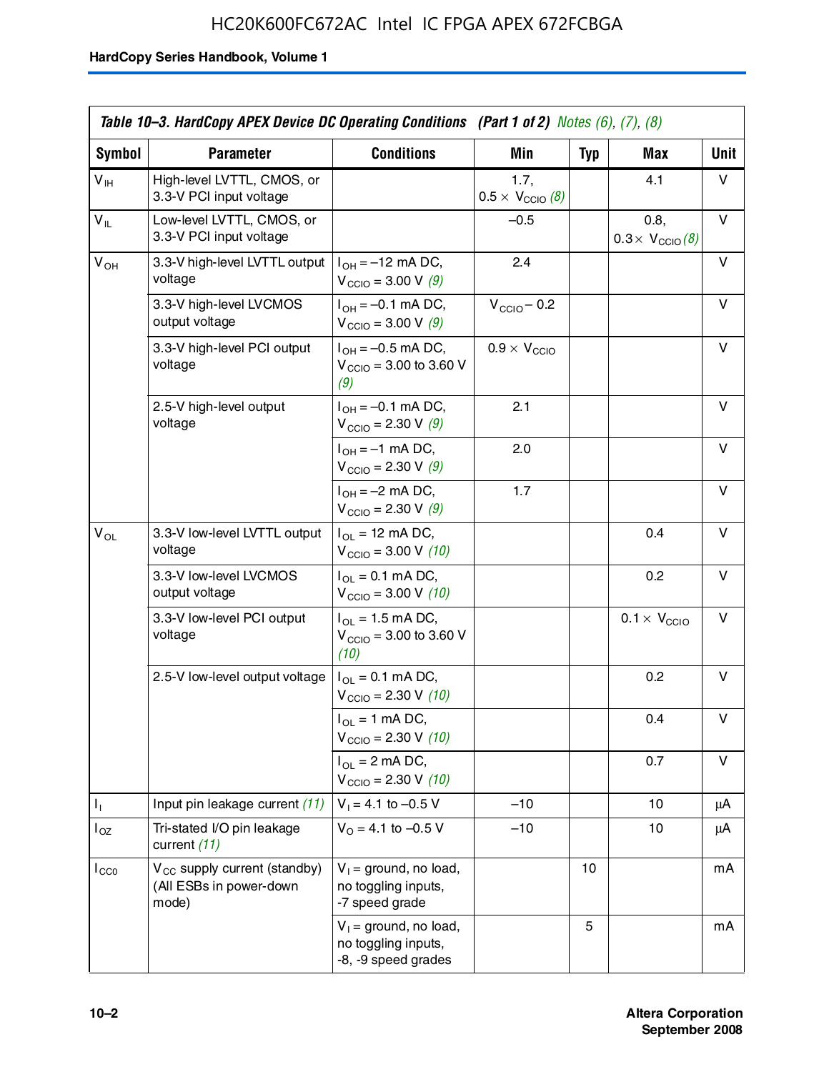HC20K600FC672AC Intel IC FPGA APEX 672FCBGA

Table 10–3. HardCopy APEX Device DC Operating Conditions (Part 1 of 2) *Notes (6), (7), (8)*

| Symbol | Parameter | Conditions | Min | Typ | Max | Unit |
|---|---|---|---|---|---|---|
| $V_{IH}$ | High-level LVTTL, CMOS, or 3.3-V PCI input voltage | | 1.7, $0.5 \times V_{CCIO}$ *(8)* | | 4.1 | V |
| $V_{IL}$ | Low-level LVTTL, CMOS, or 3.3-V PCI input voltage | | –0.5 | | 0.8, $0.3 \times V_{CCIO}$ *(8)* | V |
| $V_{OH}$ | 3.3-V high-level LVTTL output voltage | $I_{OH}$ = –12 mA DC, $V_{CCIO}$ = 3.00 V *(9)* | 2.4 | | | V |
| | 3.3-V high-level LVCMOS output voltage | $I_{OH}$ = –0.1 mA DC, $V_{CCIO}$ = 3.00 V *(9)* | $V_{CCIO}$ – 0.2 | | | V |
| | 3.3-V high-level PCI output voltage | $I_{OH}$ = –0.5 mA DC, $V_{CCIO}$ = 3.00 to 3.60 V *(9)* | $0.9 \times V_{CCIO}$ | | | V |
| | 2.5-V high-level output voltage | $I_{OH}$ = –0.1 mA DC, $V_{CCIO}$ = 2.30 V *(9)* | 2.1 | | | V |
| | | $I_{OH}$ = –1 mA DC, $V_{CCIO}$ = 2.30 V *(9)* | 2.0 | | | V |
| | | $I_{OH}$ = –2 mA DC, $V_{CCIO}$ = 2.30 V *(9)* | 1.7 | | | V |
| $V_{OL}$ | 3.3-V low-level LVTTL output voltage | $I_{OL}$ = 12 mA DC, $V_{CCIO}$ = 3.00 V *(10)* | | | 0.4 | V |
| | 3.3-V low-level LVCMOS output voltage | $I_{OL}$ = 0.1 mA DC, $V_{CCIO}$ = 3.00 V *(10)* | | | 0.2 | V |
| | 3.3-V low-level PCI output voltage | $I_{OL}$ = 1.5 mA DC, $V_{CCIO}$ = 3.00 to 3.60 V *(10)* | | | $0.1 \times V_{CCIO}$ | V |
| | 2.5-V low-level output voltage | $I_{OL}$ = 0.1 mA DC, $V_{CCIO}$ = 2.30 V *(10)* | | | 0.2 | V |
| | | $I_{OL}$ = 1 mA DC, $V_{CCIO}$ = 2.30 V *(10)* | | | 0.4 | V |
| | | $I_{OL}$ = 2 mA DC, $V_{CCIO}$ = 2.30 V *(10)* | | | 0.7 | V |
| $I_I$ | Input pin leakage current *(11)* | $V_I$ = 4.1 to –0.5 V | –10 | | 10 | μA |
| $I_{OZ}$ | Tri-stated I/O pin leakage current *(11)* | $V_O$ = 4.1 to –0.5 V | –10 | | 10 | μA |
| $I_{CC0}$ | $V_{CC}$ supply current (standby) (All ESBs in power-down mode) | $V_I$ = ground, no load, no toggling inputs, -7 speed grade | | 10 | | mA |
| | | $V_I$ = ground, no load, no toggling inputs, -8, -9 speed grades | | 5 | | mA |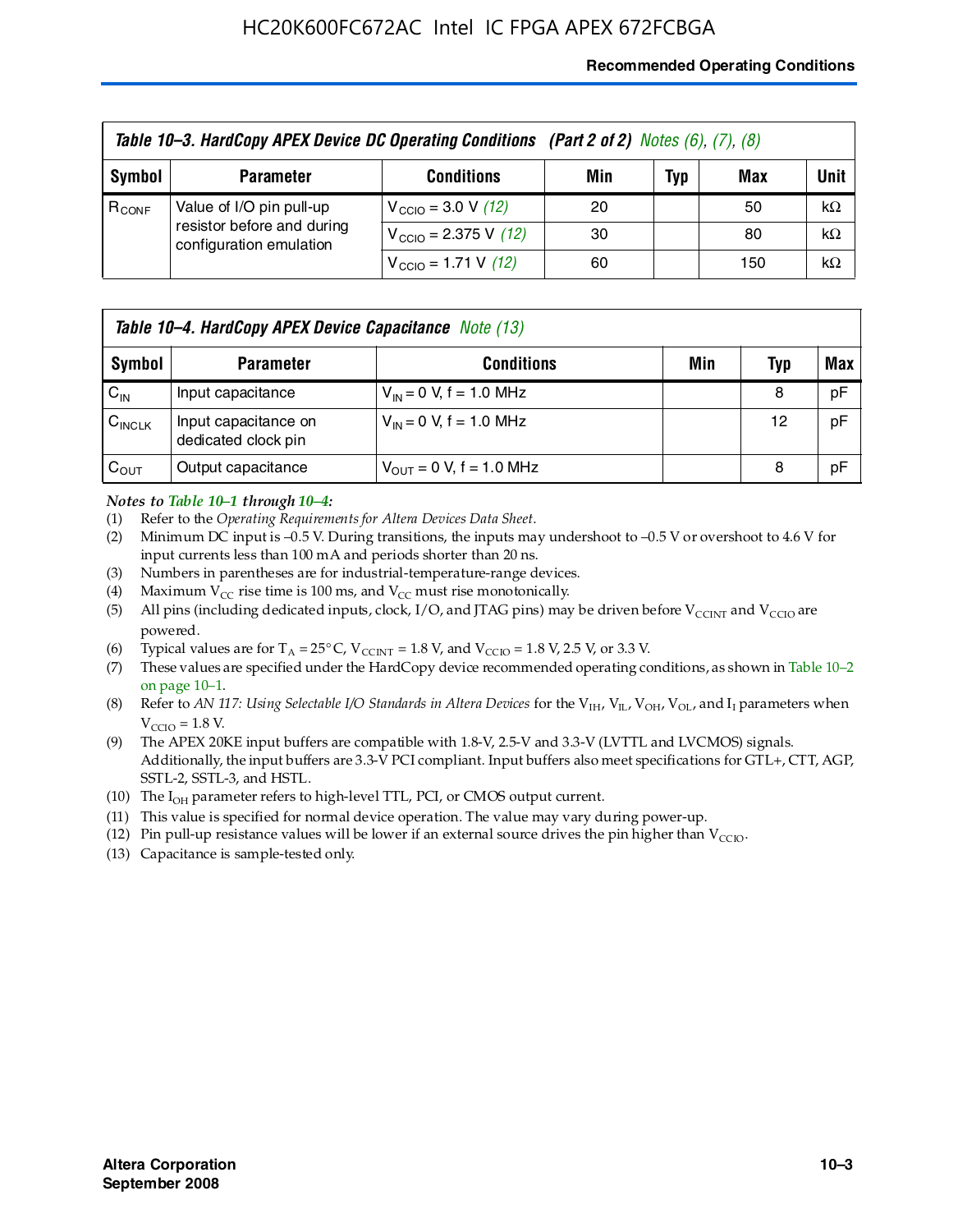Table 10–3. HardCopy APEX Device DC Operating Conditions (Part 2 of 2) Notes (6), (7), (8)

| Symbol | Parameter | Conditions | Min | Typ | Max | Unit |
|---|---|---|---|---|---|---|
| $R_{CONF}$ | Value of I/O pin pull-up resistor before and during configuration emulation | $V_{CCIO}$ = 3.0 V (12) | 20 | | 50 | kΩ |
| | | $V_{CCIO}$ = 2.375 V (12) | 30 | | 80 | kΩ |
| | | $V_{CCIO}$ = 1.71 V (12) | 60 | | 150 | kΩ |

Table 10–4. HardCopy APEX Device Capacitance Note (13)

| Symbol | Parameter | Conditions | Min | Typ | Max |
|---|---|---|---|---|---|
| $C_{IN}$ | Input capacitance | $V_{IN}$ = 0 V, f = 1.0 MHz | | 8 | pF |
| $C_{INCLK}$ | Input capacitance on dedicated clock pin | $V_{IN}$ = 0 V, f = 1.0 MHz | | 12 | pF |
| $C_{OUT}$ | Output capacitance | $V_{OUT}$ = 0 V, f = 1.0 MHz | | 8 | pF |

*Notes to Table 10–1 through 10–4:*

(1) Refer to the *Operating Requirements for Altera Devices Data Sheet*.

(2) Minimum DC input is –0.5 V. During transitions, the inputs may undershoot to –0.5 V or overshoot to 4.6 V for input currents less than 100 mA and periods shorter than 20 ns.

(3) Numbers in parentheses are for industrial-temperature-range devices.

(4) Maximum $V_{CC}$ rise time is 100 ms, and $V_{CC}$ must rise monotonically.

(5) All pins (including dedicated inputs, clock, I/O, and JTAG pins) may be driven before $V_{CCINT}$ and $V_{CCIO}$ are powered.

(6) Typical values are for $T_A$ = 25° C, $V_{CCINT}$ = 1.8 V, and $V_{CCIO}$ = 1.8 V, 2.5 V, or 3.3 V.

(7) These values are specified under the HardCopy device recommended operating conditions, as shown in Table 10–2 on page 10–1.

(8) Refer to *AN 117: Using Selectable I/O Standards in Altera Devices* for the $V_{IH}$, $V_{IL}$, $V_{OH}$, $V_{OL}$, and $I_I$ parameters when $V_{CCIO}$ = 1.8 V.

(9) The APEX 20KE input buffers are compatible with 1.8-V, 2.5-V and 3.3-V (LVTTL and LVCMOS) signals. Additionally, the input buffers are 3.3-V PCI compliant. Input buffers also meet specifications for GTL+, CTT, AGP, SSTL-2, SSTL-3, and HSTL.

(10) The $I_{OH}$ parameter refers to high-level TTL, PCI, or CMOS output current.

(11) This value is specified for normal device operation. The value may vary during power-up.

(12) Pin pull-up resistance values will be lower if an external source drives the pin higher than $V_{CCIO}$.

(13) Capacitance is sample-tested only.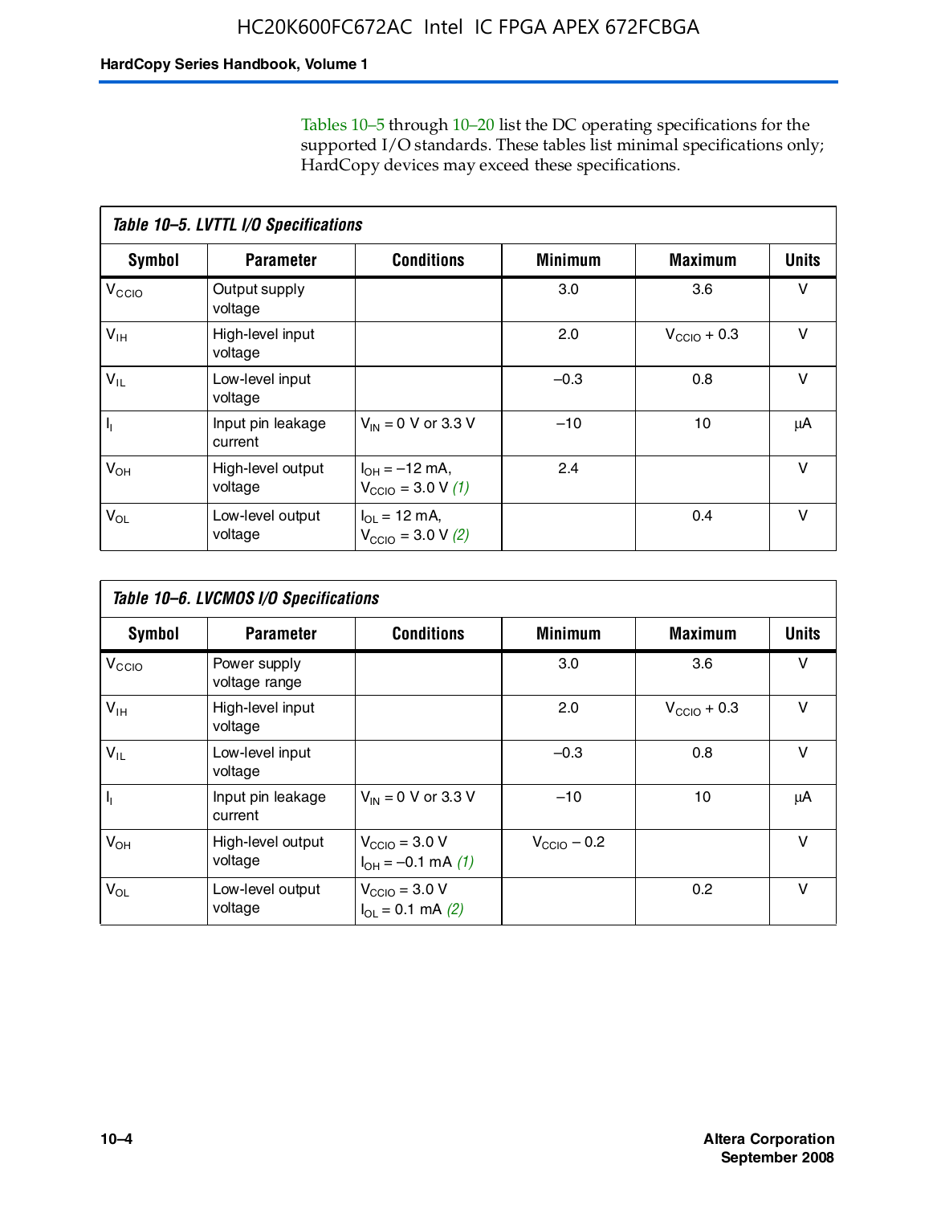Tables 10–5 through 10–20 list the DC operating specifications for the supported I/O standards. These tables list minimal specifications only; HardCopy devices may exceed these specifications.

**Table 10–5. LVTTL I/O Specifications**

| Symbol | Parameter | Conditions | Minimum | Maximum | Units |
|---|---|---|---|---|---|
| $V_{CCIO}$ | Output supply voltage | | 3.0 | 3.6 | V |
| $V_{IH}$ | High-level input voltage | | 2.0 | $V_{CCIO}$ + 0.3 | V |
| $V_{IL}$ | Low-level input voltage | | –0.3 | 0.8 | V |
| $I_I$ | Input pin leakage current | $V_{IN}$ = 0 V or 3.3 V | –10 | 10 | μA |
| $V_{OH}$ | High-level output voltage | $I_{OH}$ = –12 mA, $V_{CCIO}$ = 3.0 V *(1)* | 2.4 | | V |
| $V_{OL}$ | Low-level output voltage | $I_{OL}$ = 12 mA, $V_{CCIO}$ = 3.0 V *(2)* | | 0.4 | V |

**Table 10–6. LVCMOS I/O Specifications**

| Symbol | Parameter | Conditions | Minimum | Maximum | Units |
|---|---|---|---|---|---|
| $V_{CCIO}$ | Power supply voltage range | | 3.0 | 3.6 | V |
| $V_{IH}$ | High-level input voltage | | 2.0 | $V_{CCIO}$ + 0.3 | V |
| $V_{IL}$ | Low-level input voltage | | –0.3 | 0.8 | V |
| $I_I$ | Input pin leakage current | $V_{IN}$ = 0 V or 3.3 V | –10 | 10 | μA |
| $V_{OH}$ | High-level output voltage | $V_{CCIO}$ = 3.0 V $I_{OH}$ = –0.1 mA *(1)* | $V_{CCIO}$ – 0.2 | | V |
| $V_{OL}$ | Low-level output voltage | $V_{CCIO}$ = 3.0 V $I_{OL}$ = 0.1 mA *(2)* | | 0.2 | V |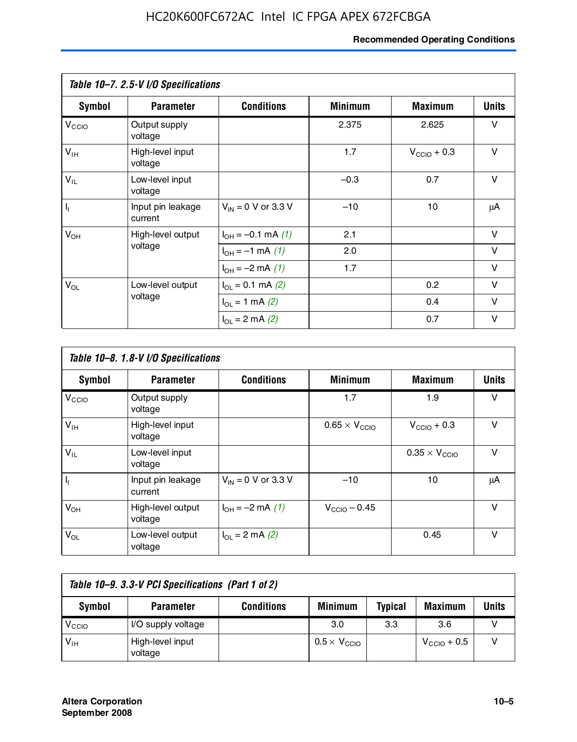**Table 10–7. 2.5-V I/O Specifications**

| Symbol | Parameter | Conditions | Minimum | Maximum | Units |
|---|---|---|---|---|---|
| $V_{CCIO}$ | Output supply voltage | | 2.375 | 2.625 | V |
| $V_{IH}$ | High-level input voltage | | 1.7 | $V_{CCIO}$ + 0.3 | V |
| $V_{IL}$ | Low-level input voltage | | –0.3 | 0.7 | V |
| $I_I$ | Input pin leakage current | $V_{IN}$ = 0 V or 3.3 V | –10 | 10 | µA |
| $V_{OH}$ | High-level output voltage | $I_{OH}$ = –0.1 mA *(1)* | 2.1 | | V |
| | | $I_{OH}$ = –1 mA *(1)* | 2.0 | | V |
| | | $I_{OH}$ = –2 mA *(1)* | 1.7 | | V |
| $V_{OL}$ | Low-level output voltage | $I_{OL}$ = 0.1 mA *(2)* | | 0.2 | V |
| | | $I_{OL}$ = 1 mA *(2)* | | 0.4 | V |
| | | $I_{OL}$ = 2 mA *(2)* | | 0.7 | V |

**Table 10–8. 1.8-V I/O Specifications**

| Symbol | Parameter | Conditions | Minimum | Maximum | Units |
|---|---|---|---|---|---|
| $V_{CCIO}$ | Output supply voltage | | 1.7 | 1.9 | V |
| $V_{IH}$ | High-level input voltage | | 0.65 × $V_{CCIO}$ | $V_{CCIO}$ + 0.3 | V |
| $V_{IL}$ | Low-level input voltage | | | 0.35 × $V_{CCIO}$ | V |
| $I_I$ | Input pin leakage current | $V_{IN}$ = 0 V or 3.3 V | –10 | 10 | µA |
| $V_{OH}$ | High-level output voltage | $I_{OH}$ = –2 mA *(1)* | $V_{CCIO}$ – 0.45 | | V |
| $V_{OL}$ | Low-level output voltage | $I_{OL}$ = 2 mA *(2)* | | 0.45 | V |

**Table 10–9. 3.3-V PCI Specifications (Part 1 of 2)**

| Symbol | Parameter | Conditions | Minimum | Typical | Maximum | Units |
|---|---|---|---|---|---|---|
| $V_{CCIO}$ | I/O supply voltage | | 3.0 | 3.3 | 3.6 | V |
| $V_{IH}$ | High-level input voltage | | 0.5 × $V_{CCIO}$ | | $V_{CCIO}$ + 0.5 | V |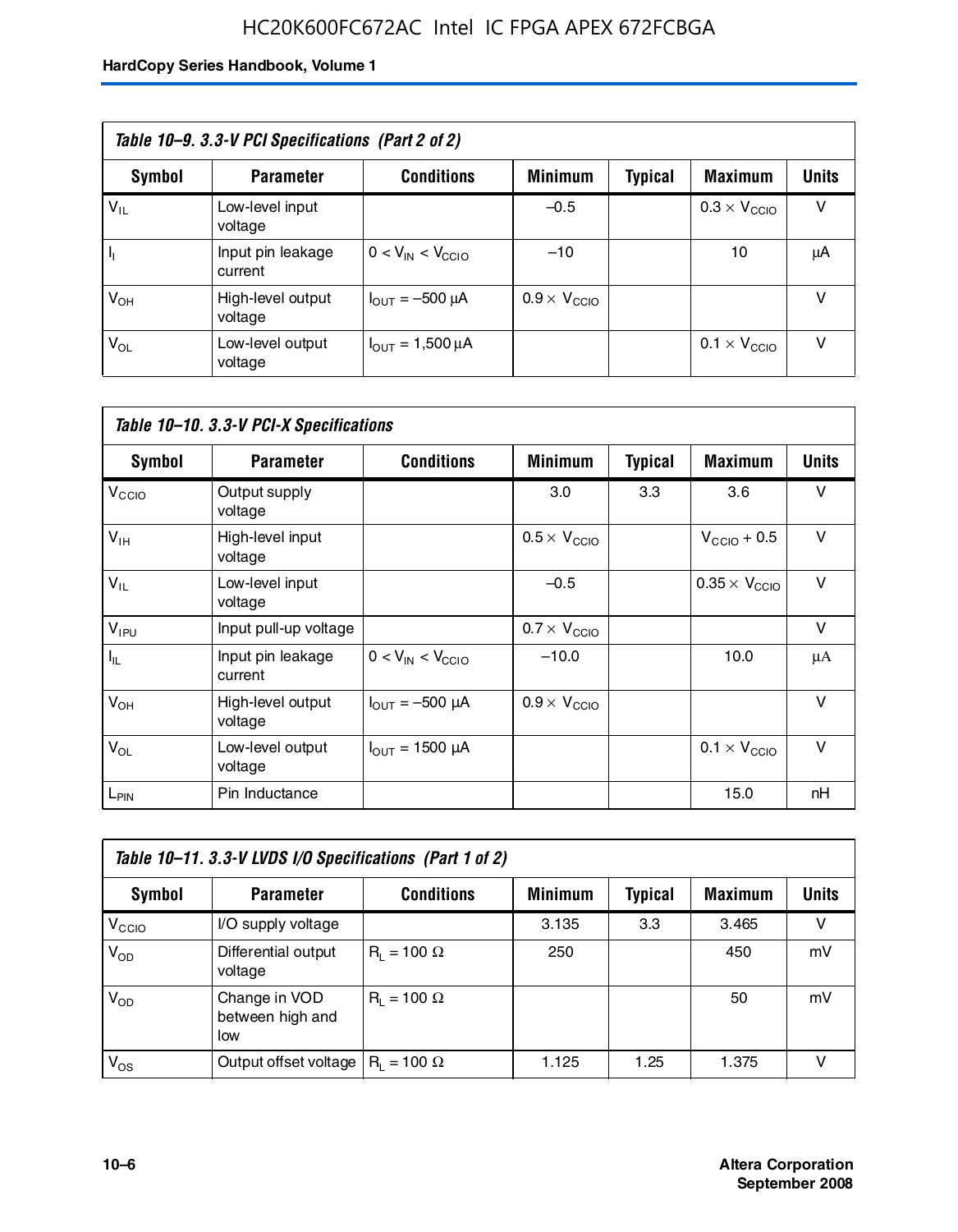**Table 10–9. 3.3-V PCI Specifications (Part 2 of 2)**

| Symbol | Parameter | Conditions | Minimum | Typical | Maximum | Units |
|---|---|---|---|---|---|---|
| $V_{IL}$ | Low-level input voltage | | –0.5 | | $0.3 \times V_{CCIO}$ | V |
| $I_I$ | Input pin leakage current | $0 < V_{IN} < V_{CCIO}$ | –10 | | 10 | μA |
| $V_{OH}$ | High-level output voltage | $I_{OUT}$ = –500 μA | $0.9 \times V_{CCIO}$ | | | V |
| $V_{OL}$ | Low-level output voltage | $I_{OUT}$ = 1,500 μA | | | $0.1 \times V_{CCIO}$ | V |

**Table 10–10. 3.3-V PCI-X Specifications**

| Symbol | Parameter | Conditions | Minimum | Typical | Maximum | Units |
|---|---|---|---|---|---|---|
| $V_{CCIO}$ | Output supply voltage | | 3.0 | 3.3 | 3.6 | V |
| $V_{IH}$ | High-level input voltage | | $0.5 \times V_{CCIO}$ | | $V_{CCIO} + 0.5$ | V |
| $V_{IL}$ | Low-level input voltage | | –0.5 | | $0.35 \times V_{CCIO}$ | V |
| $V_{IPU}$ | Input pull-up voltage | | $0.7 \times V_{CCIO}$ | | | V |
| $I_{IL}$ | Input pin leakage current | $0 < V_{IN} < V_{CCIO}$ | –10.0 | | 10.0 | μA |
| $V_{OH}$ | High-level output voltage | $I_{OUT}$ = –500 μA | $0.9 \times V_{CCIO}$ | | | V |
| $V_{OL}$ | Low-level output voltage | $I_{OUT}$ = 1500 μA | | | $0.1 \times V_{CCIO}$ | V |
| $L_{PIN}$ | Pin Inductance | | | | 15.0 | nH |

**Table 10–11. 3.3-V LVDS I/O Specifications (Part 1 of 2)**

| Symbol | Parameter | Conditions | Minimum | Typical | Maximum | Units |
|---|---|---|---|---|---|---|
| $V_{CCIO}$ | I/O supply voltage | | 3.135 | 3.3 | 3.465 | V |
| $V_{OD}$ | Differential output voltage | $R_L$ = 100 Ω | 250 | | 450 | mV |
| $V_{OD}$ | Change in VOD between high and low | $R_L$ = 100 Ω | | | 50 | mV |
| $V_{OS}$ | Output offset voltage | $R_L$ = 100 Ω | 1.125 | 1.25 | 1.375 | V |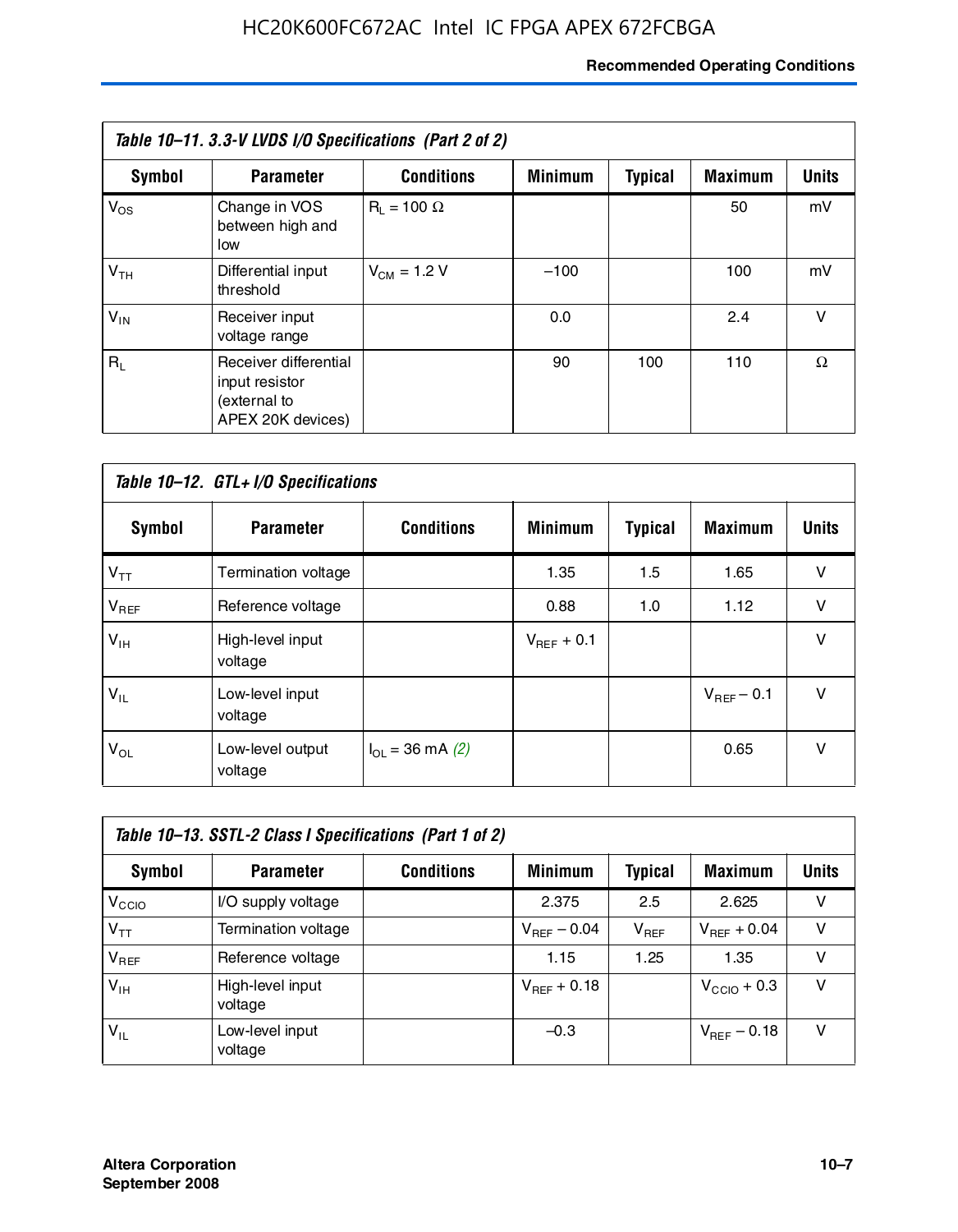**Table 10–11. 3.3-V LVDS I/O Specifications (Part 2 of 2)**

| Symbol | Parameter | Conditions | Minimum | Typical | Maximum | Units |
|---|---|---|---|---|---|---|
| $V_{OS}$ | Change in VOS between high and low | $R_L$ = 100 Ω | | | 50 | mV |
| $V_{TH}$ | Differential input threshold | $V_{CM}$ = 1.2 V | –100 | | 100 | mV |
| $V_{IN}$ | Receiver input voltage range | | 0.0 | | 2.4 | V |
| $R_L$ | Receiver differential input resistor (external to APEX 20K devices) | | 90 | 100 | 110 | Ω |

**Table 10–12. GTL+ I/O Specifications**

| Symbol | Parameter | Conditions | Minimum | Typical | Maximum | Units |
|---|---|---|---|---|---|---|
| $V_{TT}$ | Termination voltage | | 1.35 | 1.5 | 1.65 | V |
| $V_{REF}$ | Reference voltage | | 0.88 | 1.0 | 1.12 | V |
| $V_{IH}$ | High-level input voltage | | $V_{REF}$ + 0.1 | | | V |
| $V_{IL}$ | Low-level input voltage | | | | $V_{REF}$ – 0.1 | V |
| $V_{OL}$ | Low-level output voltage | $I_{OL}$ = 36 mA *(2)* | | | 0.65 | V |

**Table 10–13. SSTL-2 Class I Specifications (Part 1 of 2)**

| Symbol | Parameter | Conditions | Minimum | Typical | Maximum | Units |
|---|---|---|---|---|---|---|
| $V_{CCIO}$ | I/O supply voltage | | 2.375 | 2.5 | 2.625 | V |
| $V_{TT}$ | Termination voltage | | $V_{REF}$ – 0.04 | $V_{REF}$ | $V_{REF}$ + 0.04 | V |
| $V_{REF}$ | Reference voltage | | 1.15 | 1.25 | 1.35 | V |
| $V_{IH}$ | High-level input voltage | | $V_{REF}$ + 0.18 | | $V_{CCIO}$ + 0.3 | V |
| $V_{IL}$ | Low-level input voltage | | –0.3 | | $V_{REF}$ – 0.18 | V |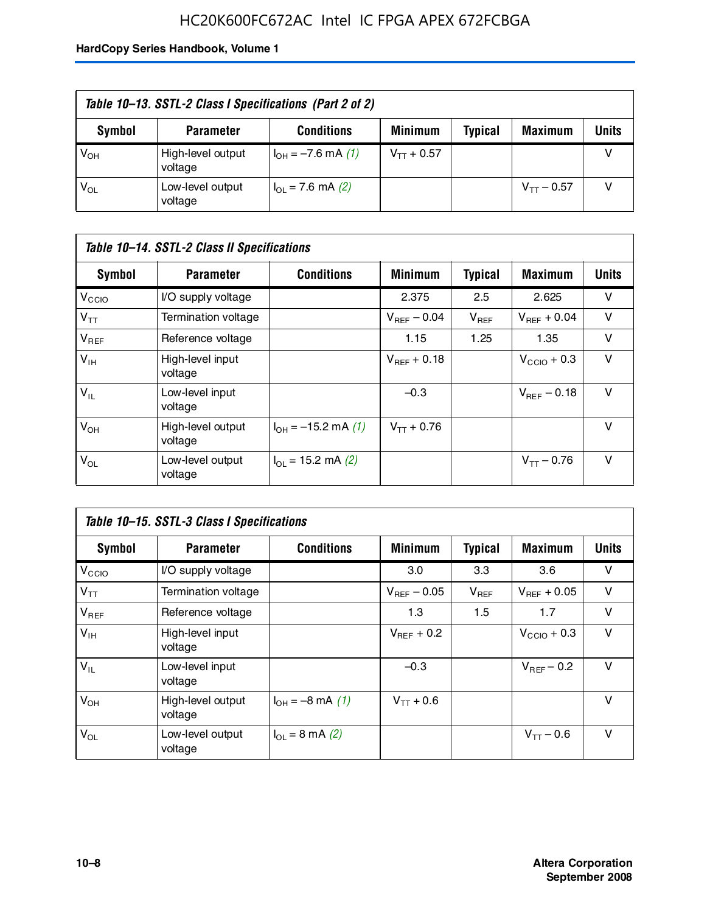**Table 10–13. SSTL-2 Class I Specifications (Part 2 of 2)**

| Symbol | Parameter | Conditions | Minimum | Typical | Maximum | Units |
|---|---|---|---|---|---|---|
| $V_{OH}$ | High-level output voltage | $I_{OH}$ = –7.6 mA *(1)* | $V_{TT}$ + 0.57 | | | V |
| $V_{OL}$ | Low-level output voltage | $I_{OL}$ = 7.6 mA *(2)* | | | $V_{TT}$ – 0.57 | V |

**Table 10–14. SSTL-2 Class II Specifications**

| Symbol | Parameter | Conditions | Minimum | Typical | Maximum | Units |
|---|---|---|---|---|---|---|
| $V_{CCIO}$ | I/O supply voltage | | 2.375 | 2.5 | 2.625 | V |
| $V_{TT}$ | Termination voltage | | $V_{REF}$ – 0.04 | $V_{REF}$ | $V_{REF}$ + 0.04 | V |
| $V_{REF}$ | Reference voltage | | 1.15 | 1.25 | 1.35 | V |
| $V_{IH}$ | High-level input voltage | | $V_{REF}$ + 0.18 | | $V_{CCIO}$ + 0.3 | V |
| $V_{IL}$ | Low-level input voltage | | –0.3 | | $V_{REF}$ – 0.18 | V |
| $V_{OH}$ | High-level output voltage | $I_{OH}$ = –15.2 mA *(1)* | $V_{TT}$ + 0.76 | | | V |
| $V_{OL}$ | Low-level output voltage | $I_{OL}$ = 15.2 mA *(2)* | | | $V_{TT}$ – 0.76 | V |

**Table 10–15. SSTL-3 Class I Specifications**

| Symbol | Parameter | Conditions | Minimum | Typical | Maximum | Units |
|---|---|---|---|---|---|---|
| $V_{CCIO}$ | I/O supply voltage | | 3.0 | 3.3 | 3.6 | V |
| $V_{TT}$ | Termination voltage | | $V_{REF}$ – 0.05 | $V_{REF}$ | $V_{REF}$ + 0.05 | V |
| $V_{REF}$ | Reference voltage | | 1.3 | 1.5 | 1.7 | V |
| $V_{IH}$ | High-level input voltage | | $V_{REF}$ + 0.2 | | $V_{CCIO}$ + 0.3 | V |
| $V_{IL}$ | Low-level input voltage | | –0.3 | | $V_{REF}$ – 0.2 | V |
| $V_{OH}$ | High-level output voltage | $I_{OH}$ = –8 mA *(1)* | $V_{TT}$ + 0.6 | | | V |
| $V_{OL}$ | Low-level output voltage | $I_{OL}$ = 8 mA *(2)* | | | $V_{TT}$ – 0.6 | V |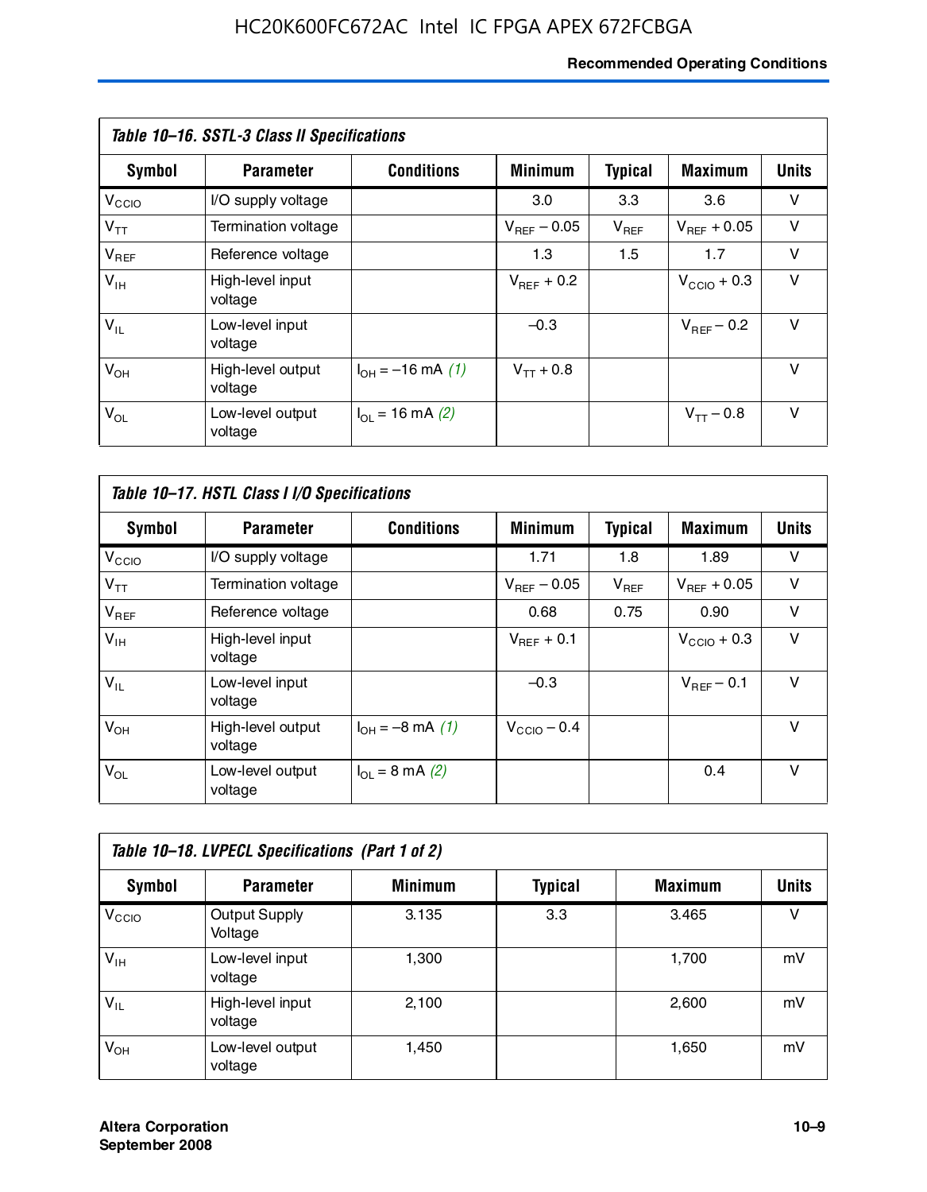**Table 10–16. SSTL-3 Class II Specifications**

| Symbol | Parameter | Conditions | Minimum | Typical | Maximum | Units |
|---|---|---|---|---|---|---|
| $V_{CCIO}$ | I/O supply voltage | | 3.0 | 3.3 | 3.6 | V |
| $V_{TT}$ | Termination voltage | | $V_{REF}$ – 0.05 | $V_{REF}$ | $V_{REF}$ + 0.05 | V |
| $V_{REF}$ | Reference voltage | | 1.3 | 1.5 | 1.7 | V |
| $V_{IH}$ | High-level input voltage | | $V_{REF}$ + 0.2 | | $V_{CCIO}$ + 0.3 | V |
| $V_{IL}$ | Low-level input voltage | | –0.3 | | $V_{REF}$ – 0.2 | V |
| $V_{OH}$ | High-level output voltage | $I_{OH}$ = –16 mA (1) | $V_{TT}$ + 0.8 | | | V |
| $V_{OL}$ | Low-level output voltage | $I_{OL}$ = 16 mA (2) | | | $V_{TT}$ – 0.8 | V |

**Table 10–17. HSTL Class I I/O Specifications**

| Symbol | Parameter | Conditions | Minimum | Typical | Maximum | Units |
|---|---|---|---|---|---|---|
| $V_{CCIO}$ | I/O supply voltage | | 1.71 | 1.8 | 1.89 | V |
| $V_{TT}$ | Termination voltage | | $V_{REF}$ – 0.05 | $V_{REF}$ | $V_{REF}$ + 0.05 | V |
| $V_{REF}$ | Reference voltage | | 0.68 | 0.75 | 0.90 | V |
| $V_{IH}$ | High-level input voltage | | $V_{REF}$ + 0.1 | | $V_{CCIO}$ + 0.3 | V |
| $V_{IL}$ | Low-level input voltage | | –0.3 | | $V_{REF}$ – 0.1 | V |
| $V_{OH}$ | High-level output voltage | $I_{OH}$ = –8 mA (1) | $V_{CCIO}$ – 0.4 | | | V |
| $V_{OL}$ | Low-level output voltage | $I_{OL}$ = 8 mA (2) | | | 0.4 | V |

**Table 10–18. LVPECL Specifications (Part 1 of 2)**

| Symbol | Parameter | Minimum | Typical | Maximum | Units |
|---|---|---|---|---|---|
| $V_{CCIO}$ | Output Supply Voltage | 3.135 | 3.3 | 3.465 | V |
| $V_{IH}$ | Low-level input voltage | 1,300 | | 1,700 | mV |
| $V_{IL}$ | High-level input voltage | 2,100 | | 2,600 | mV |
| $V_{OH}$ | Low-level output voltage | 1,450 | | 1,650 | mV |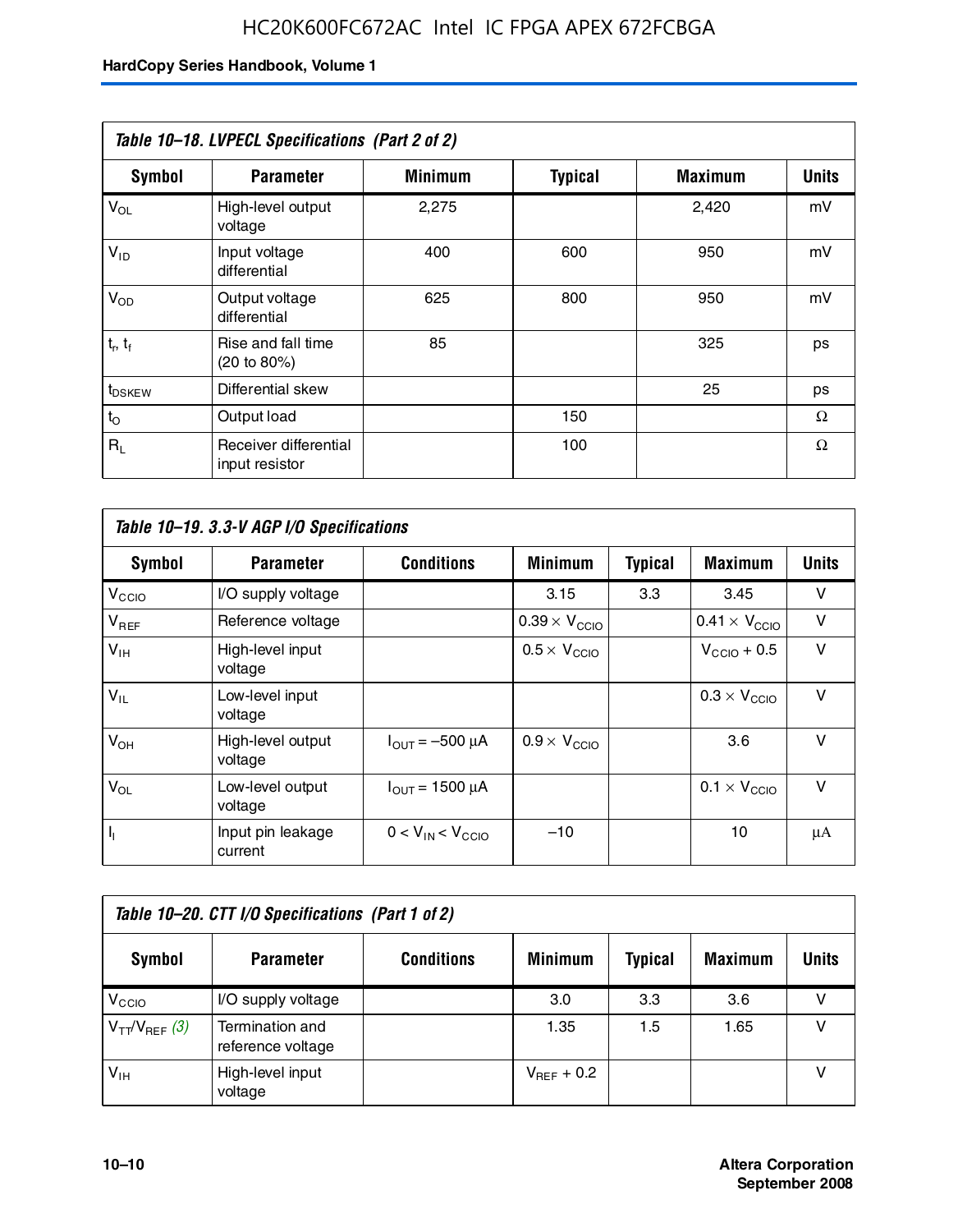**Table 10–18. LVPECL Specifications (Part 2 of 2)**

| Symbol | Parameter | Minimum | Typical | Maximum | Units |
|---|---|---|---|---|---|
| $V_{OL}$ | High-level output voltage | 2,275 | | 2,420 | mV |
| $V_{ID}$ | Input voltage differential | 400 | 600 | 950 | mV |
| $V_{OD}$ | Output voltage differential | 625 | 800 | 950 | mV |
| $t_r$, $t_f$ | Rise and fall time (20 to 80%) | 85 | | 325 | ps |
| $t_{DSKEW}$ | Differential skew | | | 25 | ps |
| $t_O$ | Output load | | 150 | | Ω |
| $R_L$ | Receiver differential input resistor | | 100 | | Ω |

**Table 10–19. 3.3-V AGP I/O Specifications**

| Symbol | Parameter | Conditions | Minimum | Typical | Maximum | Units |
|---|---|---|---|---|---|---|
| $V_{CCIO}$ | I/O supply voltage | | 3.15 | 3.3 | 3.45 | V |
| $V_{REF}$ | Reference voltage | | $0.39 \times V_{CCIO}$ | | $0.41 \times V_{CCIO}$ | V |
| $V_{IH}$ | High-level input voltage | | $0.5 \times V_{CCIO}$ | | $V_{CCIO} + 0.5$ | V |
| $V_{IL}$ | Low-level input voltage | | | | $0.3 \times V_{CCIO}$ | V |
| $V_{OH}$ | High-level output voltage | $I_{OUT} = -500\ \mu A$ | $0.9 \times V_{CCIO}$ | | 3.6 | V |
| $V_{OL}$ | Low-level output voltage | $I_{OUT} = 1500\ \mu A$ | | | $0.1 \times V_{CCIO}$ | V |
| $I_I$ | Input pin leakage current | $0 < V_{IN} < V_{CCIO}$ | –10 | | 10 | μA |

**Table 10–20. CTT I/O Specifications (Part 1 of 2)**

| Symbol | Parameter | Conditions | Minimum | Typical | Maximum | Units |
|---|---|---|---|---|---|---|
| $V_{CCIO}$ | I/O supply voltage | | 3.0 | 3.3 | 3.6 | V |
| $V_{TT}/V_{REF}$ *(3)* | Termination and reference voltage | | 1.35 | 1.5 | 1.65 | V |
| $V_{IH}$ | High-level input voltage | | $V_{REF} + 0.2$ | | | V |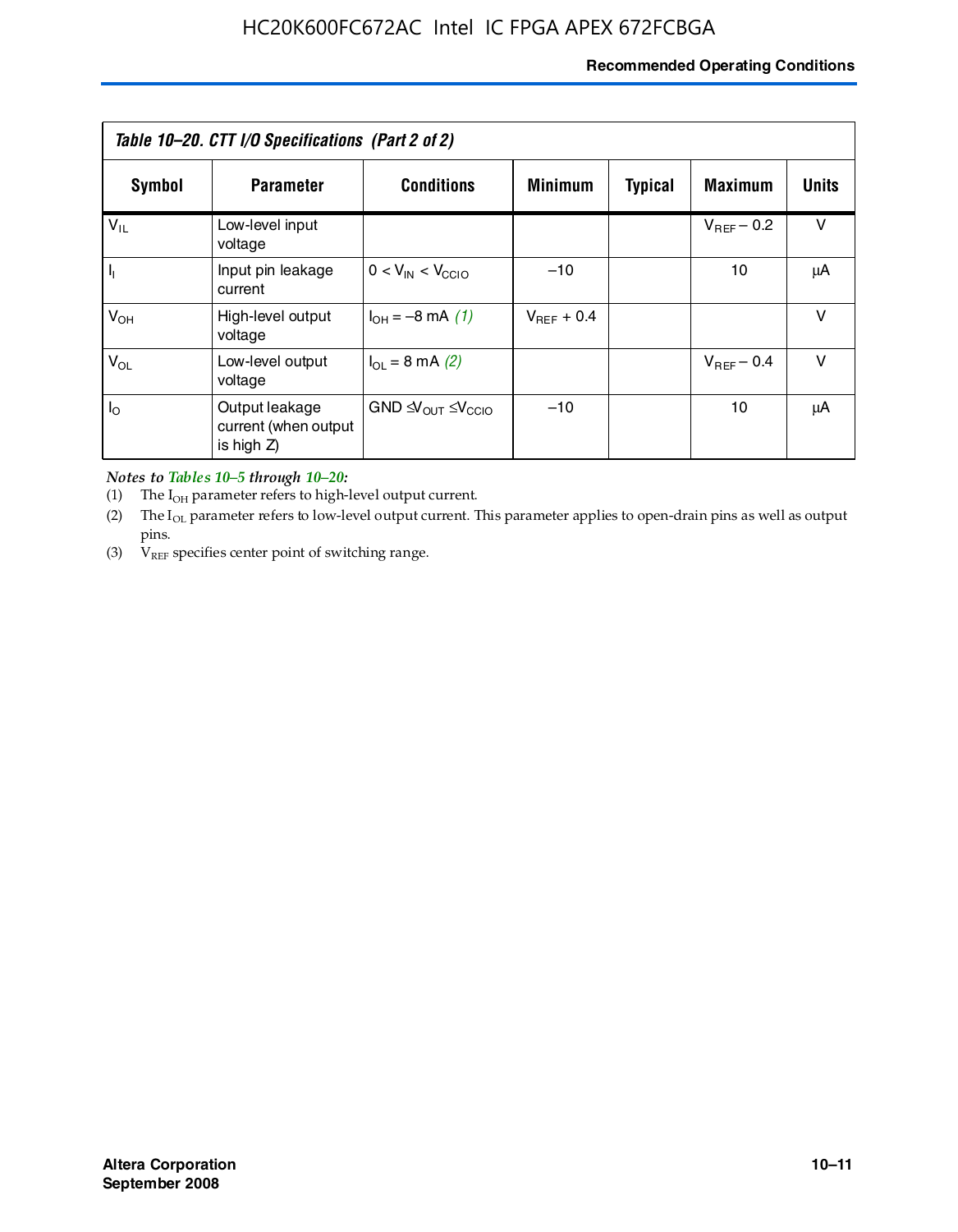**Table 10–20. CTT I/O Specifications (Part 2 of 2)**

| Symbol | Parameter | Conditions | Minimum | Typical | Maximum | Units |
|---|---|---|---|---|---|---|
| $V_{IL}$ | Low-level input voltage | | | | $V_{REF}$ – 0.2 | V |
| $I_I$ | Input pin leakage current | $0 < V_{IN} < V_{CCIO}$ | –10 | | 10 | µA |
| $V_{OH}$ | High-level output voltage | $I_{OH}$ = –8 mA *(1)* | $V_{REF}$ + 0.4 | | | V |
| $V_{OL}$ | Low-level output voltage | $I_{OL}$ = 8 mA *(2)* | | | $V_{REF}$ – 0.4 | V |
| $I_O$ | Output leakage current (when output is high Z) | GND $\leq V_{OUT} \leq V_{CCIO}$ | –10 | | 10 | µA |

***Notes to Tables 10–5 through 10–20:***

(1) The $I_{OH}$ parameter refers to high-level output current.

(2) The $I_{OL}$ parameter refers to low-level output current. This parameter applies to open-drain pins as well as output pins.

(3) $V_{REF}$ specifies center point of switching range.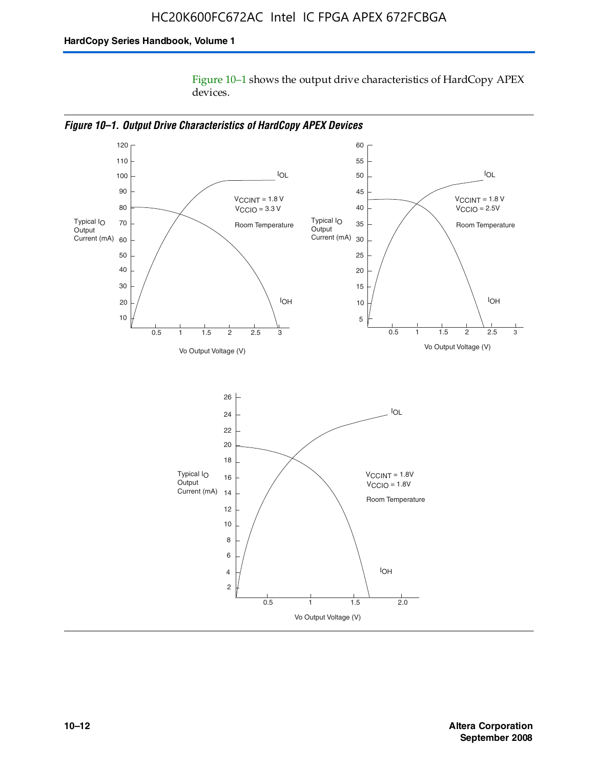Figure 10–1 shows the output drive characteristics of HardCopy APEX devices.

*Figure 10–1. Output Drive Characteristics of HardCopy APEX Devices*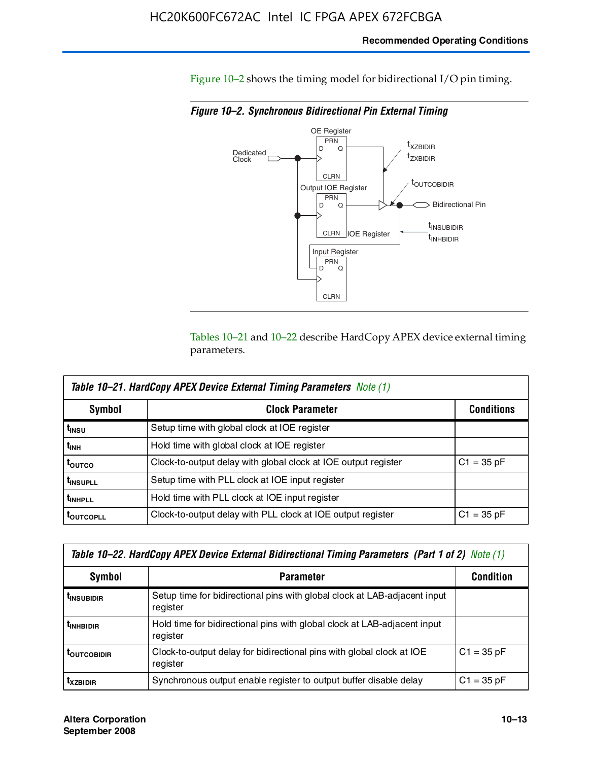Figure 10–2 shows the timing model for bidirectional I/O pin timing.

***Figure 10–2. Synchronous Bidirectional Pin External Timing***

Tables 10–21 and 10–22 describe HardCopy APEX device external timing parameters.

| *Table 10–21. HardCopy APEX Device External Timing Parameters Note (1)* | | |
|---|---|---|
| **Symbol** | **Clock Parameter** | **Conditions** |
| $t_{INSU}$ | Setup time with global clock at IOE register | |
| $t_{INH}$ | Hold time with global clock at IOE register | |
| $t_{OUTCO}$ | Clock-to-output delay with global clock at IOE output register | C1 = 35 pF |
| $t_{INSUPLL}$ | Setup time with PLL clock at IOE input register | |
| $t_{INHPLL}$ | Hold time with PLL clock at IOE input register | |
| $t_{OUTCOPLL}$ | Clock-to-output delay with PLL clock at IOE output register | C1 = 35 pF |

| *Table 10–22. HardCopy APEX Device External Bidirectional Timing Parameters (Part 1 of 2) Note (1)* | | |
|---|---|---|
| **Symbol** | **Parameter** | **Condition** |
| $t_{INSUBIDIR}$ | Setup time for bidirectional pins with global clock at LAB-adjacent input register | |
| $t_{INHBIDIR}$ | Hold time for bidirectional pins with global clock at LAB-adjacent input register | |
| $t_{OUTCOBIDIR}$ | Clock-to-output delay for bidirectional pins with global clock at IOE register | C1 = 35 pF |
| $t_{XZBIDIR}$ | Synchronous output enable register to output buffer disable delay | C1 = 35 pF |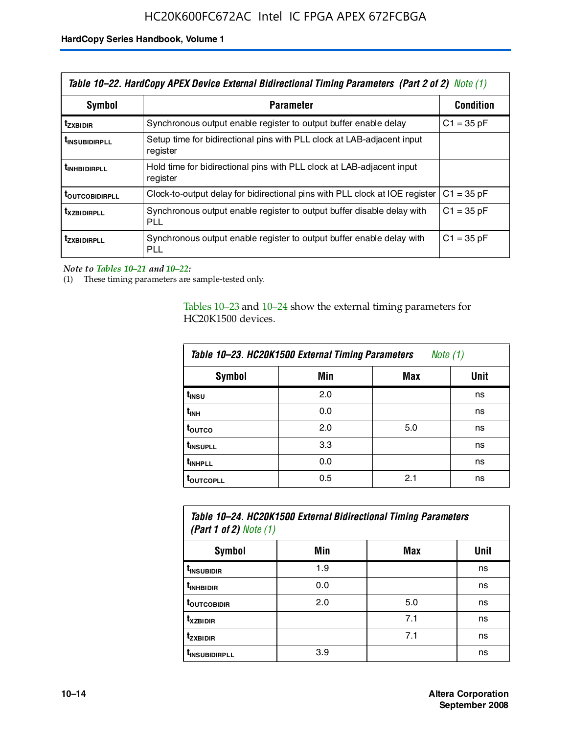| Table 10–22. HardCopy APEX Device External Bidirectional Timing Parameters (Part 2 of 2) Note (1) | | |
|---|---|---|
| **Symbol** | **Parameter** | **Condition** |
| $t_{ZXBIDIR}$ | Synchronous output enable register to output buffer enable delay | C1 = 35 pF |
| $t_{INSUBIDIRPLL}$ | Setup time for bidirectional pins with PLL clock at LAB-adjacent input register | |
| $t_{INHBIDIRPLL}$ | Hold time for bidirectional pins with PLL clock at LAB-adjacent input register | |
| $t_{OUTCOBIDIRPLL}$ | Clock-to-output delay for bidirectional pins with PLL clock at IOE register | C1 = 35 pF |
| $t_{XZBIDIRPLL}$ | Synchronous output enable register to output buffer disable delay with PLL | C1 = 35 pF |
| $t_{ZXBIDIRPLL}$ | Synchronous output enable register to output buffer enable delay with PLL | C1 = 35 pF |

*Note to Tables 10–21 and 10–22:*

(1) These timing parameters are sample-tested only.

Tables 10–23 and 10–24 show the external timing parameters for HC20K1500 devices.

**Table 10–23. HC20K1500 External Timing Parameters** Note (1)

| Symbol | Min | Max | Unit |
|---|---|---|---|
| $t_{INSU}$ | 2.0 | | ns |
| $t_{INH}$ | 0.0 | | ns |
| $t_{OUTCO}$ | 2.0 | 5.0 | ns |
| $t_{INSUPLL}$ | 3.3 | | ns |
| $t_{INHPLL}$ | 0.0 | | ns |
| $t_{OUTCOPLL}$ | 0.5 | 2.1 | ns |

**Table 10–24. HC20K1500 External Bidirectional Timing Parameters (Part 1 of 2)** Note (1)

| Symbol | Min | Max | Unit |
|---|---|---|---|
| $t_{INSUBIDIR}$ | 1.9 | | ns |
| $t_{INHBIDIR}$ | 0.0 | | ns |
| $t_{OUTCOBIDIR}$ | 2.0 | 5.0 | ns |
| $t_{XZBIDIR}$ | | 7.1 | ns |
| $t_{ZXBIDIR}$ | | 7.1 | ns |
| $t_{INSUBIDIRPLL}$ | 3.9 | | ns |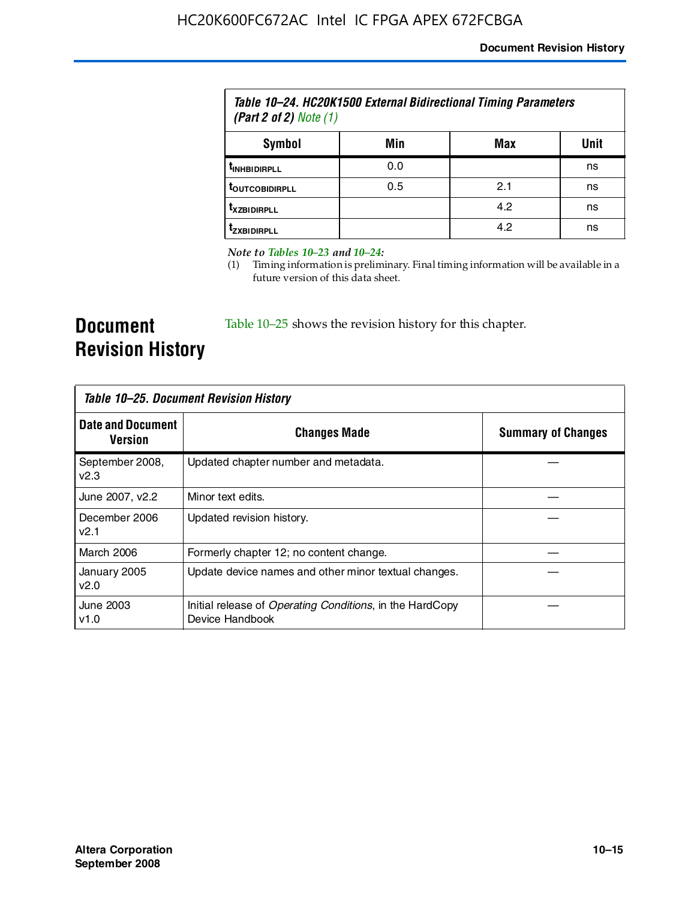| Table 10–24. HC20K1500 External Bidirectional Timing Parameters (Part 2 of 2) Note (1) | | | |
|---|---|---|---|
| Symbol | Min | Max | Unit |
| $t_{INHBIDIRPLL}$ | 0.0 | | ns |
| $t_{OUTCOBIDIRPLL}$ | 0.5 | 2.1 | ns |
| $t_{XZBIDIRPLL}$ | | 4.2 | ns |
| $t_{ZXBIDIRPLL}$ | | 4.2 | ns |

*Note to Tables 10–23 and 10–24:*

(1) Timing information is preliminary. Final timing information will be available in a future version of this data sheet.

# Document Revision History

Table 10–25 shows the revision history for this chapter.

| Table 10–25. Document Revision History | | |
|---|---|---|
| Date and Document Version | Changes Made | Summary of Changes |
| September 2008, v2.3 | Updated chapter number and metadata. | — |
| June 2007, v2.2 | Minor text edits. | — |
| December 2006 v2.1 | Updated revision history. | — |
| March 2006 | Formerly chapter 12; no content change. | — |
| January 2005 v2.0 | Update device names and other minor textual changes. | — |
| June 2003 v1.0 | Initial release of *Operating Conditions*, in the HardCopy Device Handbook | — |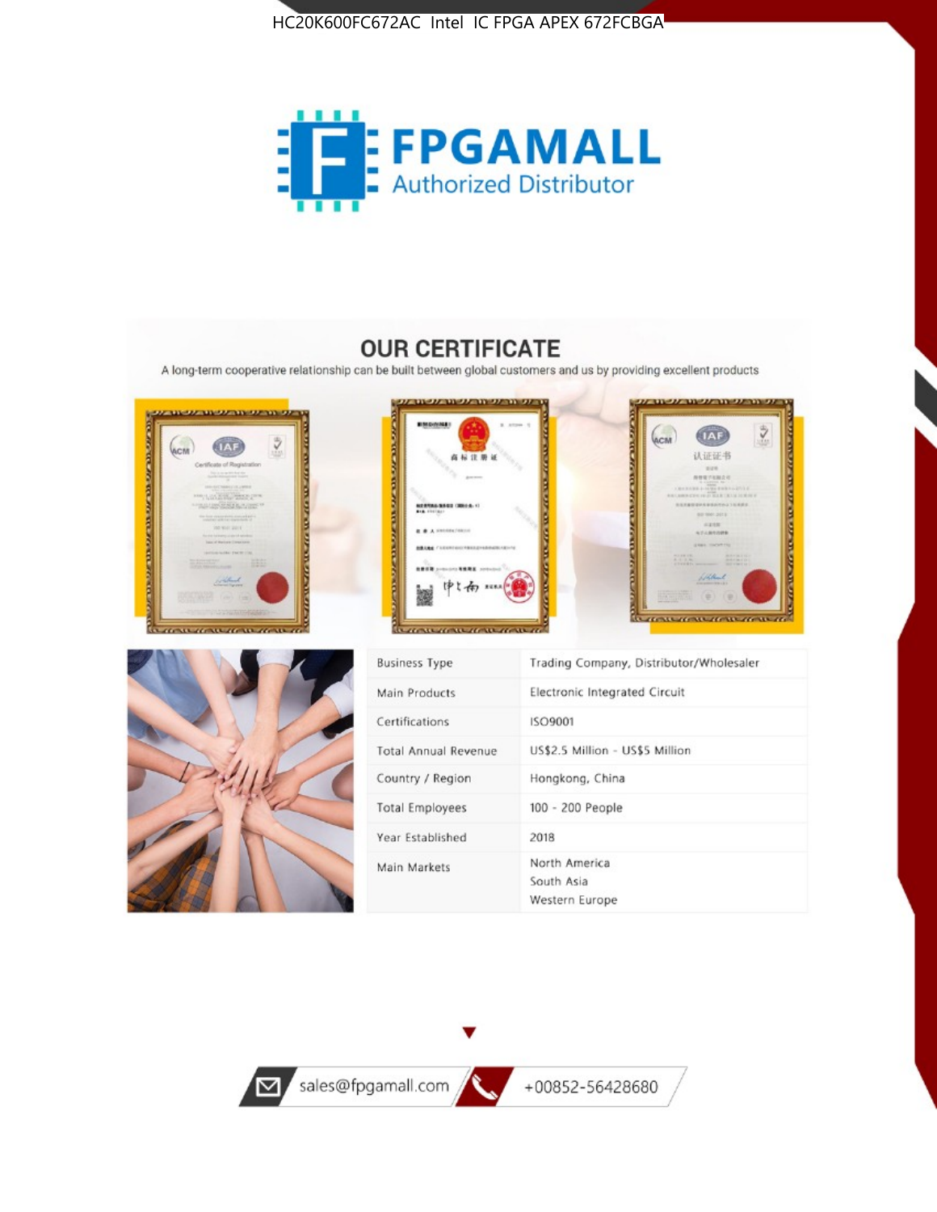FPGAMALL
Authorized Distributor

## OUR CERTIFICATE

A long-term cooperative relationship can be built between global customers and us by providing excellent products

| | |
|---|---|
| Business Type | Trading Company, Distributor/Wholesaler |
| Main Products | Electronic Integrated Circuit |
| Certifications | ISO9001 |
| Total Annual Revenue | US$2.5 Million - US$5 Million |
| Country / Region | Hongkong, China |
| Total Employees | 100 - 200 People |
| Year Established | 2018 |
| Main Markets | North America<br>South Asia<br>Western Europe |

sales@fpgamall.com +00852-56428680